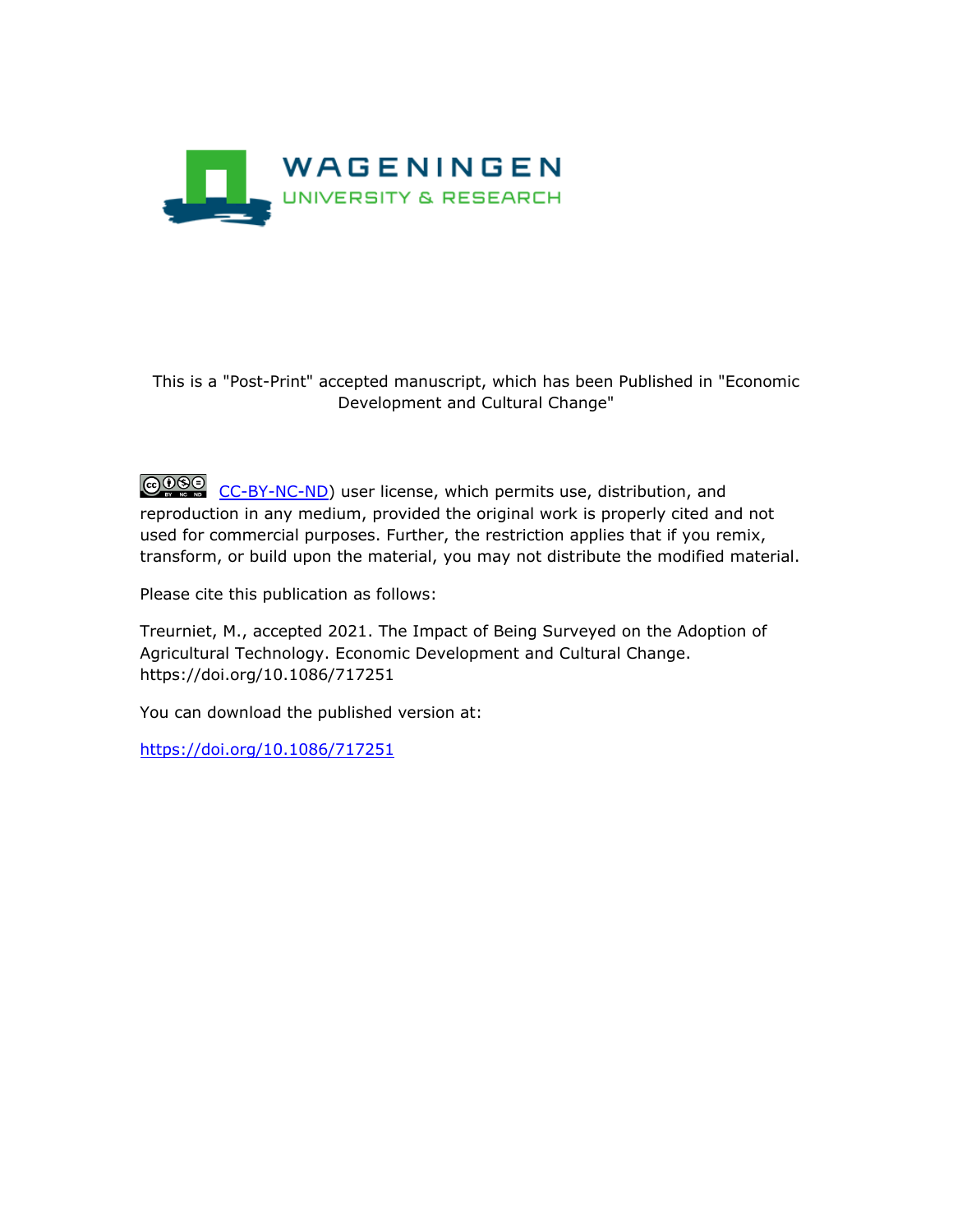WAGENINGEN
UNIVERSITY & RESEARCH

This is a "Post-Print" accepted manuscript, which has been Published in "Economic Development and Cultural Change"

CC-BY-NC-ND) user license, which permits use, distribution, and reproduction in any medium, provided the original work is properly cited and not used for commercial purposes. Further, the restriction applies that if you remix, transform, or build upon the material, you may not distribute the modified material.

Please cite this publication as follows:

Treurniet, M., accepted 2021. The Impact of Being Surveyed on the Adoption of Agricultural Technology. Economic Development and Cultural Change. https://doi.org/10.1086/717251

You can download the published version at:

https://doi.org/10.1086/717251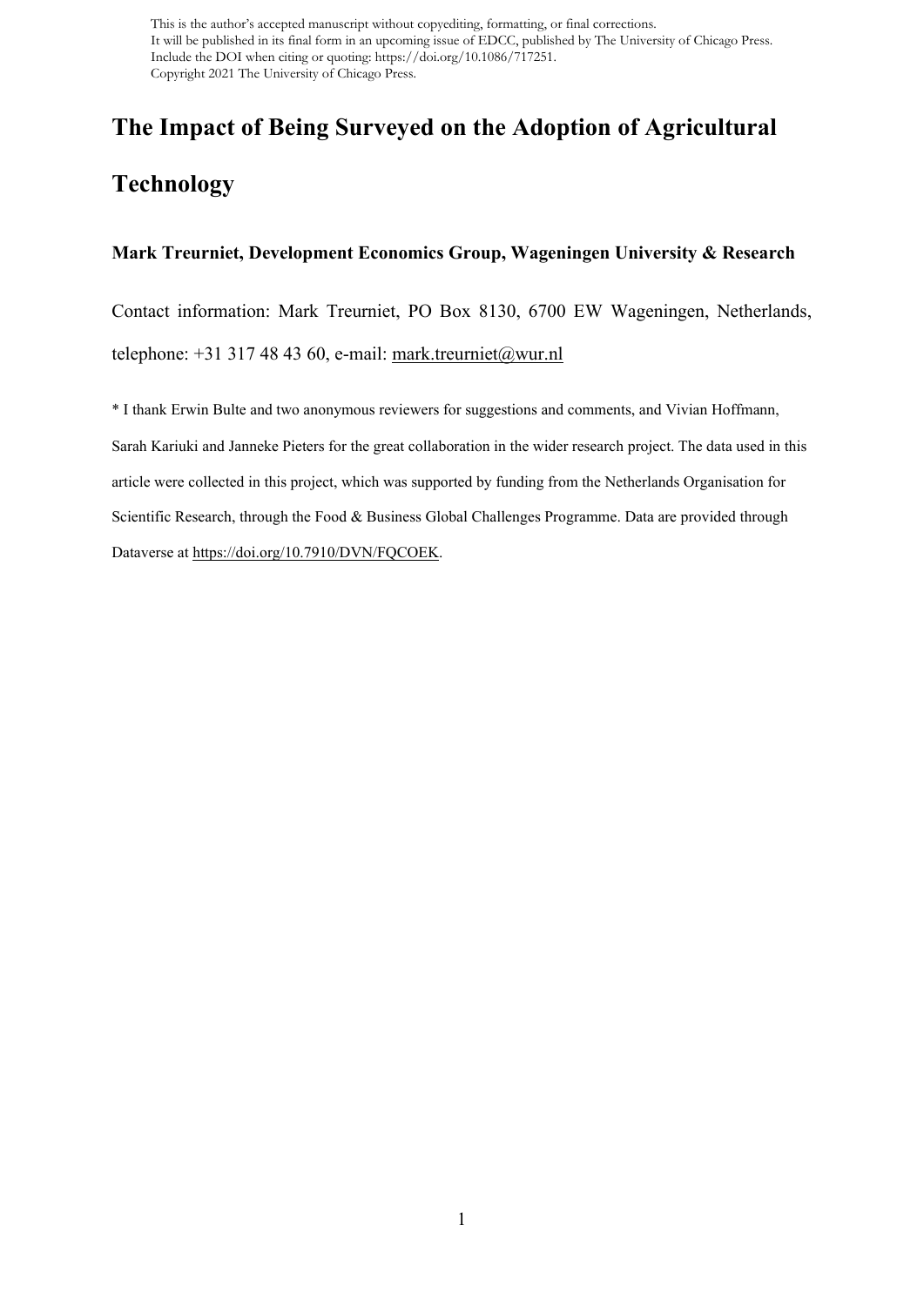This is the author's accepted manuscript without copyediting, formatting, or final corrections. It will be published in its final form in an upcoming issue of EDCC, published by The University of Chicago Press. Include the DOI when citing or quoting: https://doi.org/10.1086/717251. Copyright 2021 The University of Chicago Press.

# The Impact of Being Surveyed on the Adoption of Agricultural Technology

**Mark Treurniet, Development Economics Group, Wageningen University & Research**

Contact information: Mark Treurniet, PO Box 8130, 6700 EW Wageningen, Netherlands, telephone: +31 317 48 43 60, e-mail: mark.treurniet@wur.nl

* I thank Erwin Bulte and two anonymous reviewers for suggestions and comments, and Vivian Hoffmann, Sarah Kariuki and Janneke Pieters for the great collaboration in the wider research project. The data used in this article were collected in this project, which was supported by funding from the Netherlands Organisation for Scientific Research, through the Food & Business Global Challenges Programme. Data are provided through Dataverse at https://doi.org/10.7910/DVN/FQCOEK.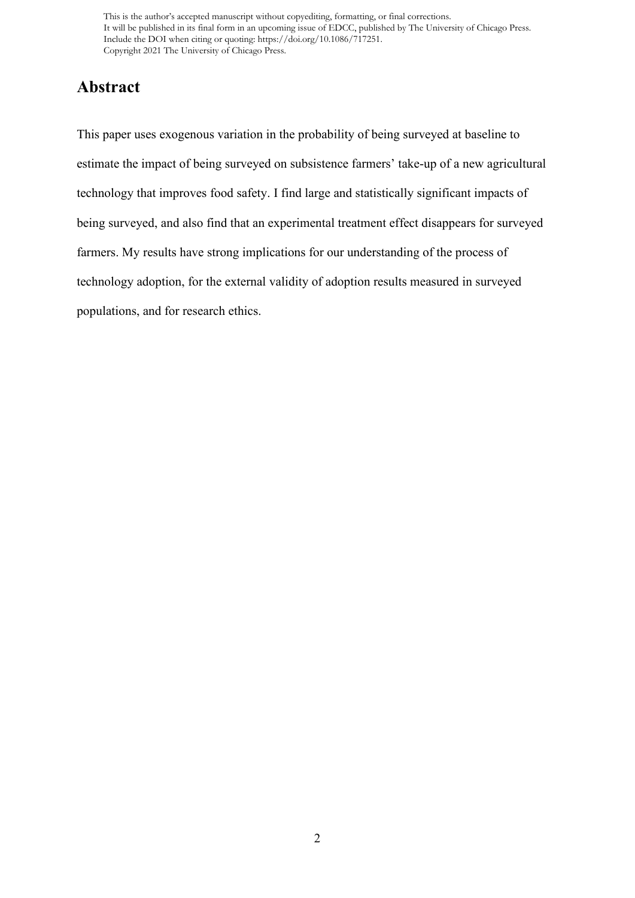# Abstract

This paper uses exogenous variation in the probability of being surveyed at baseline to estimate the impact of being surveyed on subsistence farmers' take-up of a new agricultural technology that improves food safety. I find large and statistically significant impacts of being surveyed, and also find that an experimental treatment effect disappears for surveyed farmers. My results have strong implications for our understanding of the process of technology adoption, for the external validity of adoption results measured in surveyed populations, and for research ethics.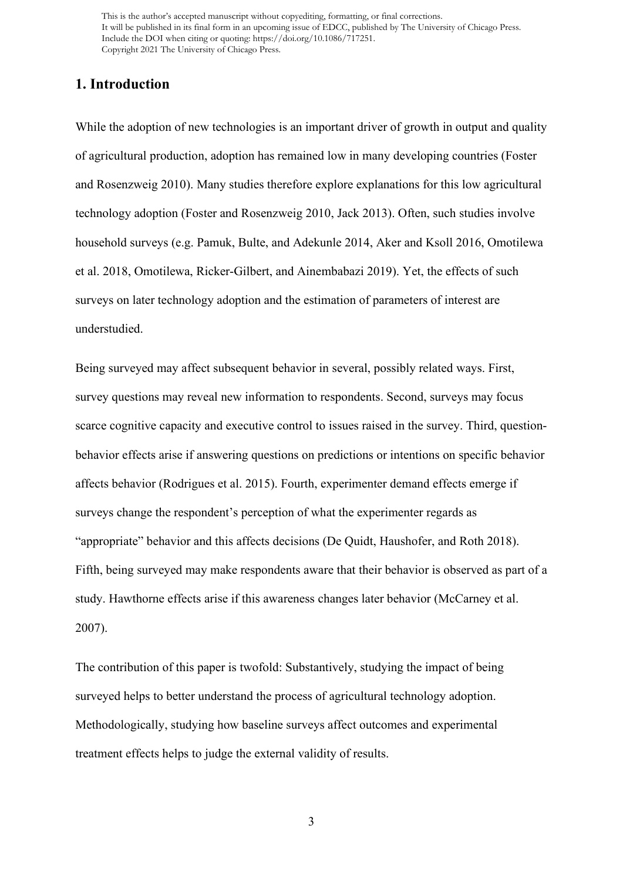## 1. Introduction

While the adoption of new technologies is an important driver of growth in output and quality of agricultural production, adoption has remained low in many developing countries (Foster and Rosenzweig 2010). Many studies therefore explore explanations for this low agricultural technology adoption (Foster and Rosenzweig 2010, Jack 2013). Often, such studies involve household surveys (e.g. Pamuk, Bulte, and Adekunle 2014, Aker and Ksoll 2016, Omotilewa et al. 2018, Omotilewa, Ricker-Gilbert, and Ainembabazi 2019). Yet, the effects of such surveys on later technology adoption and the estimation of parameters of interest are understudied.

Being surveyed may affect subsequent behavior in several, possibly related ways. First, survey questions may reveal new information to respondents. Second, surveys may focus scarce cognitive capacity and executive control to issues raised in the survey. Third, question-behavior effects arise if answering questions on predictions or intentions on specific behavior affects behavior (Rodrigues et al. 2015). Fourth, experimenter demand effects emerge if surveys change the respondent's perception of what the experimenter regards as "appropriate" behavior and this affects decisions (De Quidt, Haushofer, and Roth 2018). Fifth, being surveyed may make respondents aware that their behavior is observed as part of a study. Hawthorne effects arise if this awareness changes later behavior (McCarney et al. 2007).

The contribution of this paper is twofold: Substantively, studying the impact of being surveyed helps to better understand the process of agricultural technology adoption. Methodologically, studying how baseline surveys affect outcomes and experimental treatment effects helps to judge the external validity of results.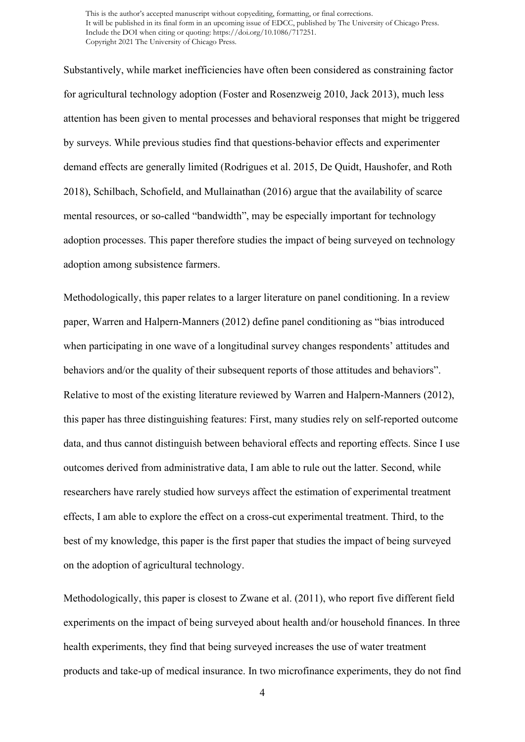Substantively, while market inefficiencies have often been considered as constraining factor for agricultural technology adoption (Foster and Rosenzweig 2010, Jack 2013), much less attention has been given to mental processes and behavioral responses that might be triggered by surveys. While previous studies find that questions-behavior effects and experimenter demand effects are generally limited (Rodrigues et al. 2015, De Quidt, Haushofer, and Roth 2018), Schilbach, Schofield, and Mullainathan (2016) argue that the availability of scarce mental resources, or so-called "bandwidth", may be especially important for technology adoption processes. This paper therefore studies the impact of being surveyed on technology adoption among subsistence farmers.

Methodologically, this paper relates to a larger literature on panel conditioning. In a review paper, Warren and Halpern-Manners (2012) define panel conditioning as "bias introduced when participating in one wave of a longitudinal survey changes respondents' attitudes and behaviors and/or the quality of their subsequent reports of those attitudes and behaviors". Relative to most of the existing literature reviewed by Warren and Halpern-Manners (2012), this paper has three distinguishing features: First, many studies rely on self-reported outcome data, and thus cannot distinguish between behavioral effects and reporting effects. Since I use outcomes derived from administrative data, I am able to rule out the latter. Second, while researchers have rarely studied how surveys affect the estimation of experimental treatment effects, I am able to explore the effect on a cross-cut experimental treatment. Third, to the best of my knowledge, this paper is the first paper that studies the impact of being surveyed on the adoption of agricultural technology.

Methodologically, this paper is closest to Zwane et al. (2011), who report five different field experiments on the impact of being surveyed about health and/or household finances. In three health experiments, they find that being surveyed increases the use of water treatment products and take-up of medical insurance. In two microfinance experiments, they do not find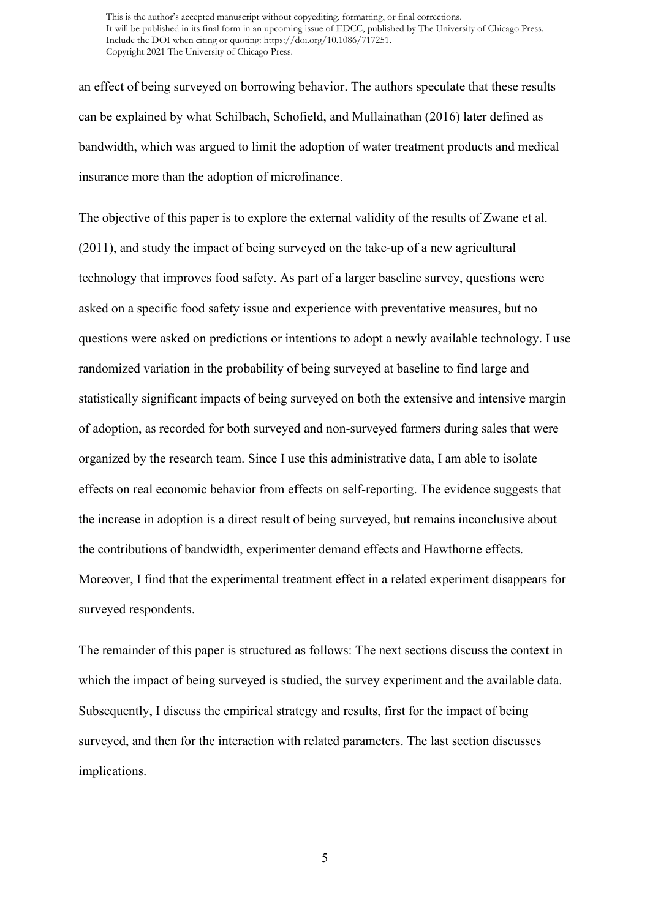an effect of being surveyed on borrowing behavior. The authors speculate that these results can be explained by what Schilbach, Schofield, and Mullainathan (2016) later defined as bandwidth, which was argued to limit the adoption of water treatment products and medical insurance more than the adoption of microfinance.

The objective of this paper is to explore the external validity of the results of Zwane et al. (2011), and study the impact of being surveyed on the take-up of a new agricultural technology that improves food safety. As part of a larger baseline survey, questions were asked on a specific food safety issue and experience with preventative measures, but no questions were asked on predictions or intentions to adopt a newly available technology. I use randomized variation in the probability of being surveyed at baseline to find large and statistically significant impacts of being surveyed on both the extensive and intensive margin of adoption, as recorded for both surveyed and non-surveyed farmers during sales that were organized by the research team. Since I use this administrative data, I am able to isolate effects on real economic behavior from effects on self-reporting. The evidence suggests that the increase in adoption is a direct result of being surveyed, but remains inconclusive about the contributions of bandwidth, experimenter demand effects and Hawthorne effects. Moreover, I find that the experimental treatment effect in a related experiment disappears for surveyed respondents.

The remainder of this paper is structured as follows: The next sections discuss the context in which the impact of being surveyed is studied, the survey experiment and the available data. Subsequently, I discuss the empirical strategy and results, first for the impact of being surveyed, and then for the interaction with related parameters. The last section discusses implications.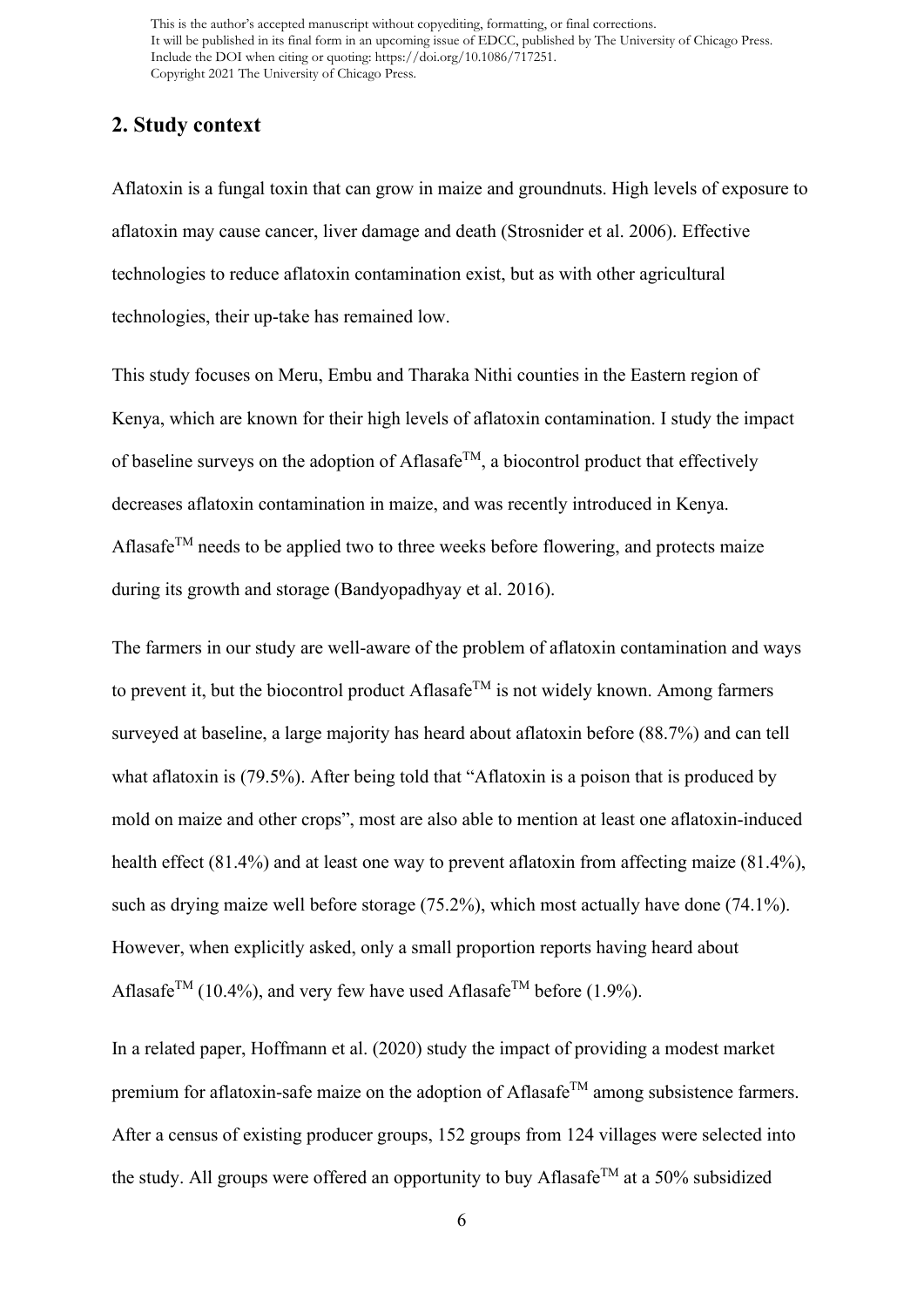## 2. Study context

Aflatoxin is a fungal toxin that can grow in maize and groundnuts. High levels of exposure to aflatoxin may cause cancer, liver damage and death (Strosnider et al. 2006). Effective technologies to reduce aflatoxin contamination exist, but as with other agricultural technologies, their up-take has remained low.

This study focuses on Meru, Embu and Tharaka Nithi counties in the Eastern region of Kenya, which are known for their high levels of aflatoxin contamination. I study the impact of baseline surveys on the adoption of Aflasafe$^{TM}$, a biocontrol product that effectively decreases aflatoxin contamination in maize, and was recently introduced in Kenya. Aflasafe$^{TM}$ needs to be applied two to three weeks before flowering, and protects maize during its growth and storage (Bandyopadhyay et al. 2016).

The farmers in our study are well-aware of the problem of aflatoxin contamination and ways to prevent it, but the biocontrol product Aflasafe$^{TM}$ is not widely known. Among farmers surveyed at baseline, a large majority has heard about aflatoxin before (88.7%) and can tell what aflatoxin is (79.5%). After being told that "Aflatoxin is a poison that is produced by mold on maize and other crops", most are also able to mention at least one aflatoxin-induced health effect (81.4%) and at least one way to prevent aflatoxin from affecting maize (81.4%), such as drying maize well before storage (75.2%), which most actually have done (74.1%). However, when explicitly asked, only a small proportion reports having heard about Aflasafe$^{TM}$ (10.4%), and very few have used Aflasafe$^{TM}$ before (1.9%).

In a related paper, Hoffmann et al. (2020) study the impact of providing a modest market premium for aflatoxin-safe maize on the adoption of Aflasafe$^{TM}$ among subsistence farmers. After a census of existing producer groups, 152 groups from 124 villages were selected into the study. All groups were offered an opportunity to buy Aflasafe$^{TM}$ at a 50% subsidized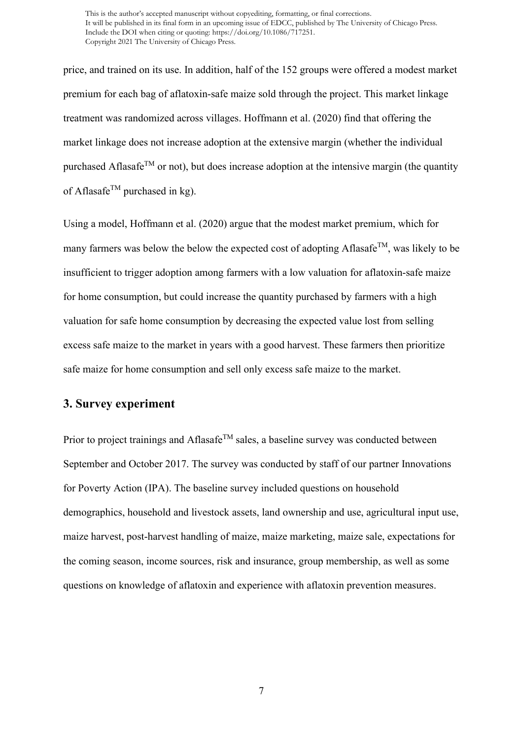price, and trained on its use. In addition, half of the 152 groups were offered a modest market premium for each bag of aflatoxin-safe maize sold through the project. This market linkage treatment was randomized across villages. Hoffmann et al. (2020) find that offering the market linkage does not increase adoption at the extensive margin (whether the individual purchased Aflasafe$^{TM}$ or not), but does increase adoption at the intensive margin (the quantity of Aflasafe$^{TM}$ purchased in kg).

Using a model, Hoffmann et al. (2020) argue that the modest market premium, which for many farmers was below the below the expected cost of adopting Aflasafe$^{TM}$, was likely to be insufficient to trigger adoption among farmers with a low valuation for aflatoxin-safe maize for home consumption, but could increase the quantity purchased by farmers with a high valuation for safe home consumption by decreasing the expected value lost from selling excess safe maize to the market in years with a good harvest. These farmers then prioritize safe maize for home consumption and sell only excess safe maize to the market.

## 3. Survey experiment

Prior to project trainings and Aflasafe$^{TM}$ sales, a baseline survey was conducted between September and October 2017. The survey was conducted by staff of our partner Innovations for Poverty Action (IPA). The baseline survey included questions on household demographics, household and livestock assets, land ownership and use, agricultural input use, maize harvest, post-harvest handling of maize, maize marketing, maize sale, expectations for the coming season, income sources, risk and insurance, group membership, as well as some questions on knowledge of aflatoxin and experience with aflatoxin prevention measures.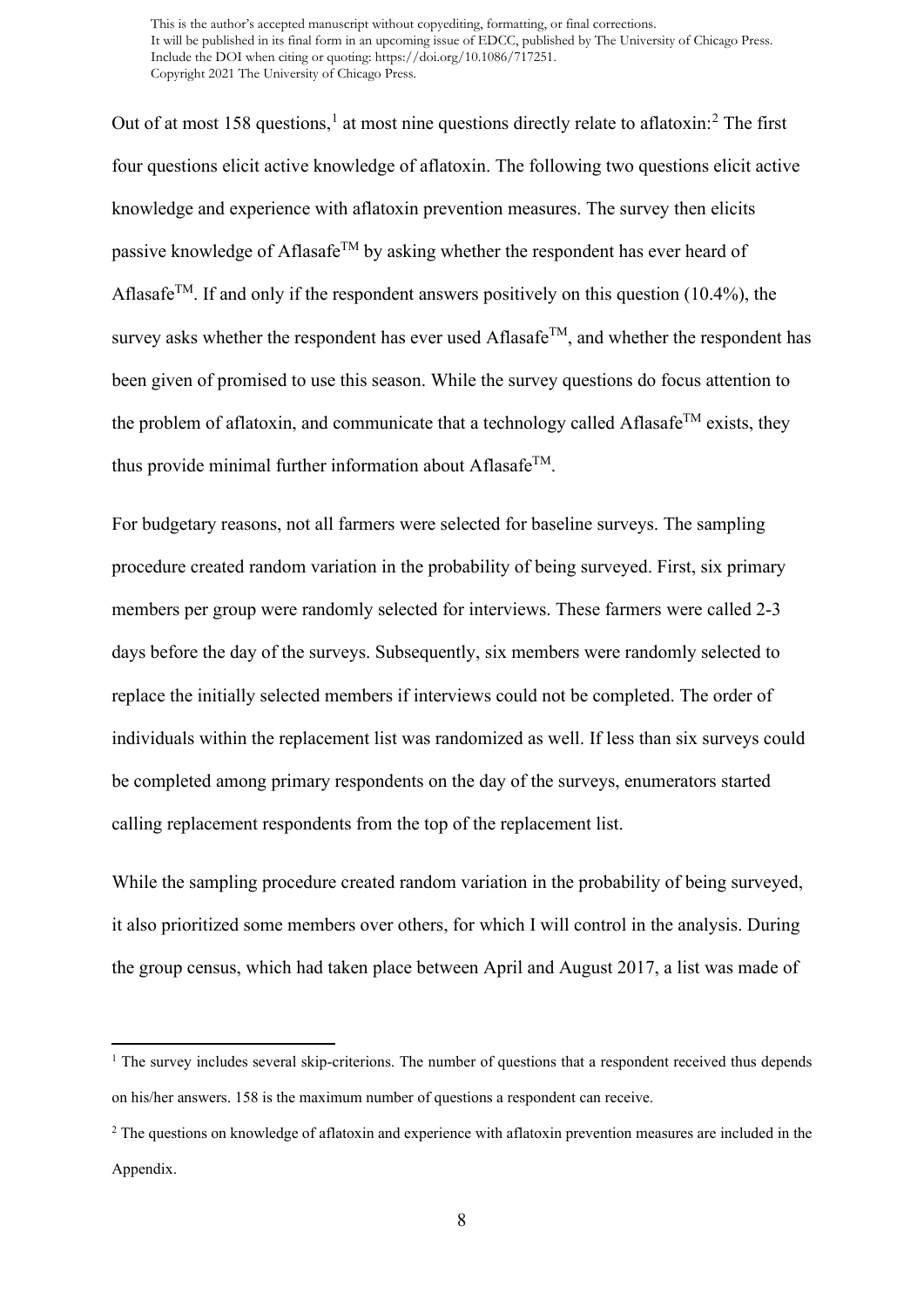Out of at most 158 questions,[1] at most nine questions directly relate to aflatoxin:[2] The first four questions elicit active knowledge of aflatoxin. The following two questions elicit active knowledge and experience with aflatoxin prevention measures. The survey then elicits passive knowledge of Aflasafe$^{TM}$ by asking whether the respondent has ever heard of Aflasafe$^{TM}$. If and only if the respondent answers positively on this question (10.4%), the survey asks whether the respondent has ever used Aflasafe$^{TM}$, and whether the respondent has been given of promised to use this season. While the survey questions do focus attention to the problem of aflatoxin, and communicate that a technology called Aflasafe$^{TM}$ exists, they thus provide minimal further information about Aflasafe$^{TM}$.

For budgetary reasons, not all farmers were selected for baseline surveys. The sampling procedure created random variation in the probability of being surveyed. First, six primary members per group were randomly selected for interviews. These farmers were called 2-3 days before the day of the surveys. Subsequently, six members were randomly selected to replace the initially selected members if interviews could not be completed. The order of individuals within the replacement list was randomized as well. If less than six surveys could be completed among primary respondents on the day of the surveys, enumerators started calling replacement respondents from the top of the replacement list.

While the sampling procedure created random variation in the probability of being surveyed, it also prioritized some members over others, for which I will control in the analysis. During the group census, which had taken place between April and August 2017, a list was made of

[1] The survey includes several skip-criterions. The number of questions that a respondent received thus depends on his/her answers. 158 is the maximum number of questions a respondent can receive.

[2] The questions on knowledge of aflatoxin and experience with aflatoxin prevention measures are included in the Appendix.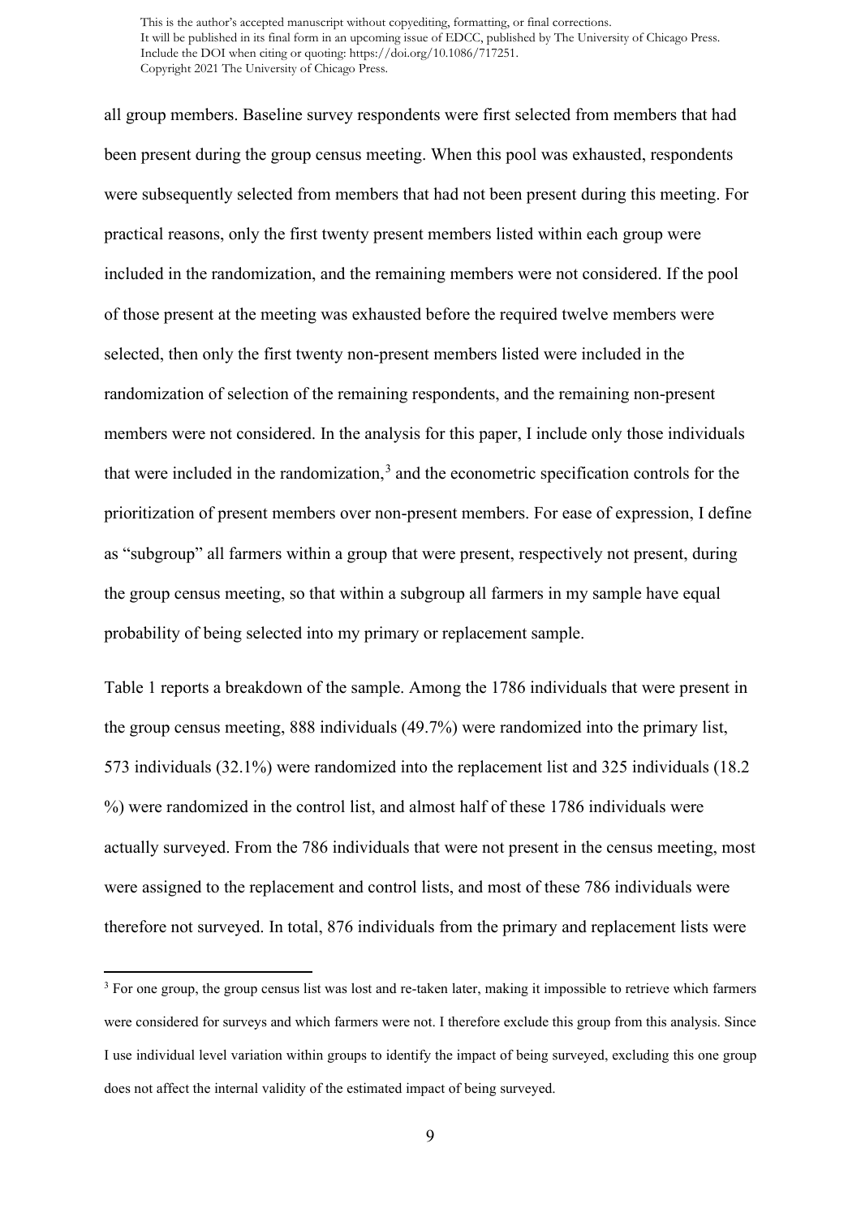all group members. Baseline survey respondents were first selected from members that had been present during the group census meeting. When this pool was exhausted, respondents were subsequently selected from members that had not been present during this meeting. For practical reasons, only the first twenty present members listed within each group were included in the randomization, and the remaining members were not considered. If the pool of those present at the meeting was exhausted before the required twelve members were selected, then only the first twenty non-present members listed were included in the randomization of selection of the remaining respondents, and the remaining non-present members were not considered. In the analysis for this paper, I include only those individuals that were included in the randomization,[3] and the econometric specification controls for the prioritization of present members over non-present members. For ease of expression, I define as "subgroup" all farmers within a group that were present, respectively not present, during the group census meeting, so that within a subgroup all farmers in my sample have equal probability of being selected into my primary or replacement sample.

Table 1 reports a breakdown of the sample. Among the 1786 individuals that were present in the group census meeting, 888 individuals (49.7%) were randomized into the primary list, 573 individuals (32.1%) were randomized into the replacement list and 325 individuals (18.2 %) were randomized in the control list, and almost half of these 1786 individuals were actually surveyed. From the 786 individuals that were not present in the census meeting, most were assigned to the replacement and control lists, and most of these 786 individuals were therefore not surveyed. In total, 876 individuals from the primary and replacement lists were

[3] For one group, the group census list was lost and re-taken later, making it impossible to retrieve which farmers were considered for surveys and which farmers were not. I therefore exclude this group from this analysis. Since I use individual level variation within groups to identify the impact of being surveyed, excluding this one group does not affect the internal validity of the estimated impact of being surveyed.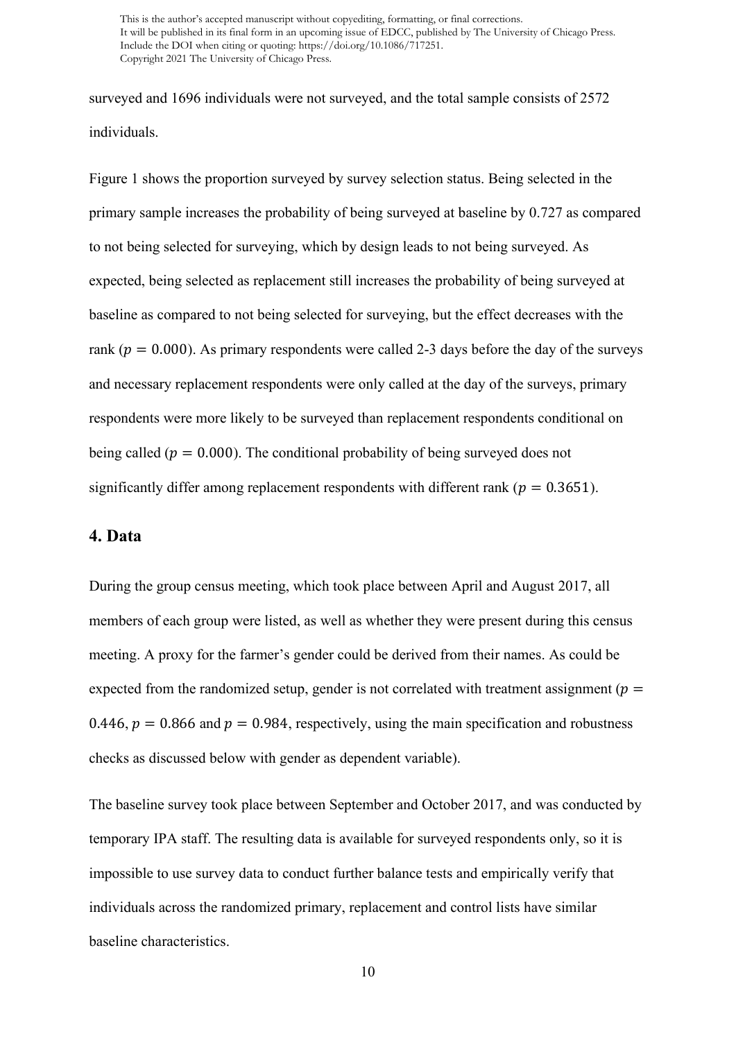surveyed and 1696 individuals were not surveyed, and the total sample consists of 2572 individuals.

Figure 1 shows the proportion surveyed by survey selection status. Being selected in the primary sample increases the probability of being surveyed at baseline by 0.727 as compared to not being selected for surveying, which by design leads to not being surveyed. As expected, being selected as replacement still increases the probability of being surveyed at baseline as compared to not being selected for surveying, but the effect decreases with the rank ($p = 0.000$). As primary respondents were called 2-3 days before the day of the surveys and necessary replacement respondents were only called at the day of the surveys, primary respondents were more likely to be surveyed than replacement respondents conditional on being called ($p = 0.000$). The conditional probability of being surveyed does not significantly differ among replacement respondents with different rank ($p = 0.3651$).

## 4. Data

During the group census meeting, which took place between April and August 2017, all members of each group were listed, as well as whether they were present during this census meeting. A proxy for the farmer's gender could be derived from their names. As could be expected from the randomized setup, gender is not correlated with treatment assignment ($p = 0.446$, $p = 0.866$ and $p = 0.984$, respectively, using the main specification and robustness checks as discussed below with gender as dependent variable).

The baseline survey took place between September and October 2017, and was conducted by temporary IPA staff. The resulting data is available for surveyed respondents only, so it is impossible to use survey data to conduct further balance tests and empirically verify that individuals across the randomized primary, replacement and control lists have similar baseline characteristics.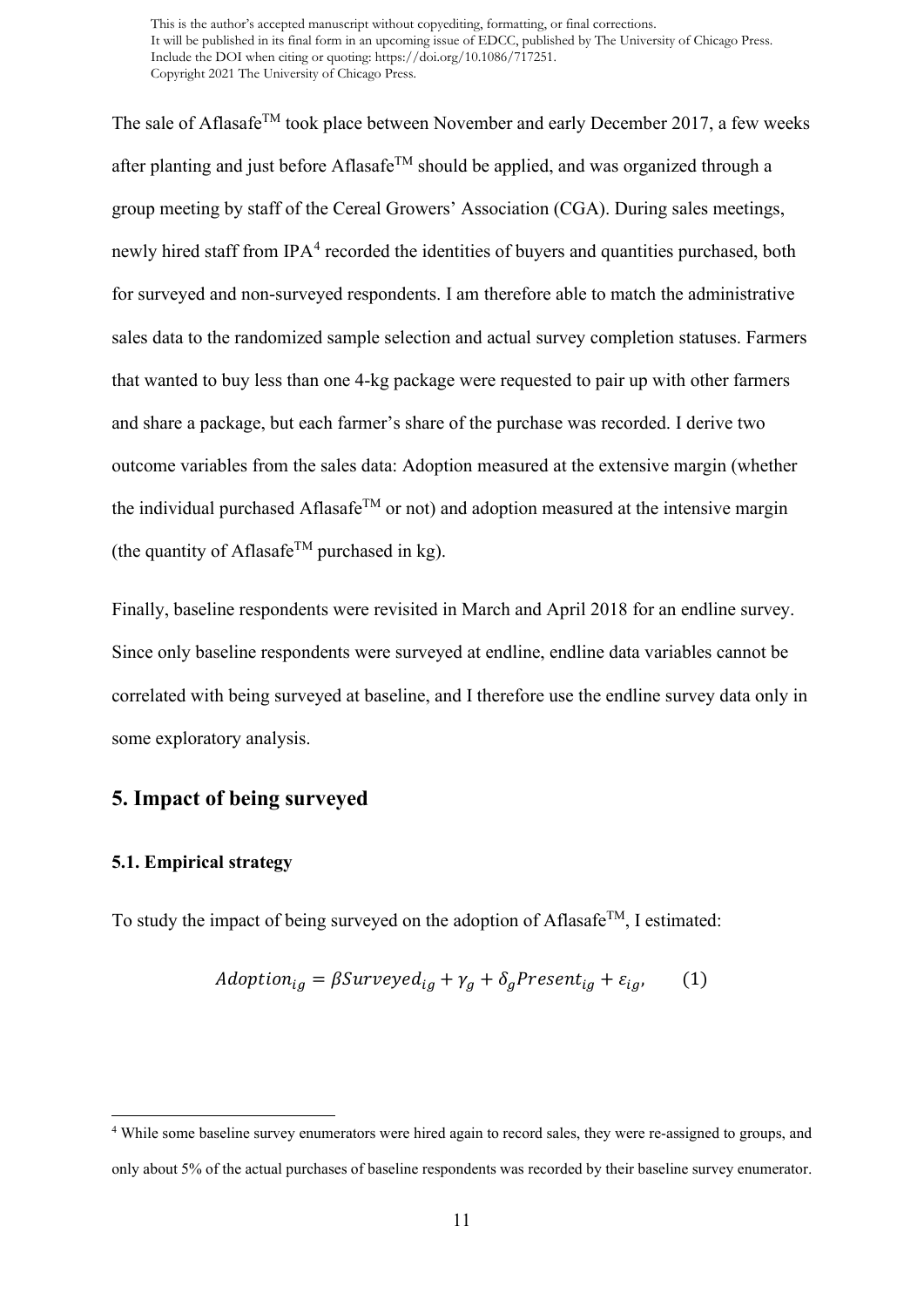The sale of Aflasafe™ took place between November and early December 2017, a few weeks after planting and just before Aflasafe™ should be applied, and was organized through a group meeting by staff of the Cereal Growers' Association (CGA). During sales meetings, newly hired staff from IPA[4] recorded the identities of buyers and quantities purchased, both for surveyed and non-surveyed respondents. I am therefore able to match the administrative sales data to the randomized sample selection and actual survey completion statuses. Farmers that wanted to buy less than one 4-kg package were requested to pair up with other farmers and share a package, but each farmer's share of the purchase was recorded. I derive two outcome variables from the sales data: Adoption measured at the extensive margin (whether the individual purchased Aflasafe™ or not) and adoption measured at the intensive margin (the quantity of Aflasafe™ purchased in kg).

Finally, baseline respondents were revisited in March and April 2018 for an endline survey. Since only baseline respondents were surveyed at endline, endline data variables cannot be correlated with being surveyed at baseline, and I therefore use the endline survey data only in some exploratory analysis.

## 5. Impact of being surveyed

### 5.1. Empirical strategy

To study the impact of being surveyed on the adoption of Aflasafe™, I estimated:

$$Adoption_{ig} = \beta Surveyed_{ig} + \gamma_g + \delta_g Present_{ig} + \varepsilon_{ig}, \qquad (1)$$

[4] While some baseline survey enumerators were hired again to record sales, they were re-assigned to groups, and only about 5% of the actual purchases of baseline respondents was recorded by their baseline survey enumerator.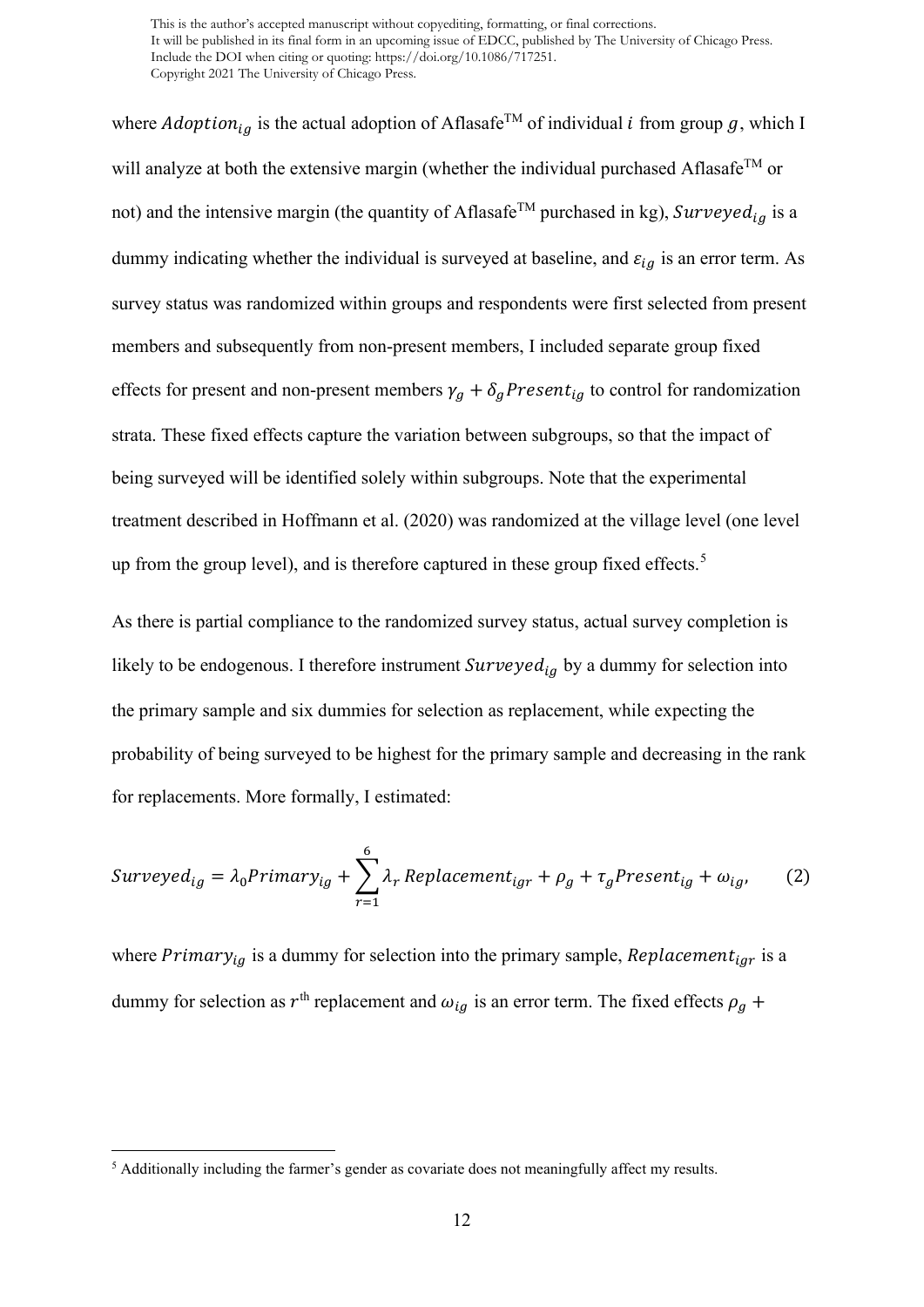where $Adoption_{ig}$ is the actual adoption of Aflasafe™ of individual $i$ from group $g$, which I will analyze at both the extensive margin (whether the individual purchased Aflasafe™ or not) and the intensive margin (the quantity of Aflasafe™ purchased in kg), $Surveyed_{ig}$ is a dummy indicating whether the individual is surveyed at baseline, and $\varepsilon_{ig}$ is an error term. As survey status was randomized within groups and respondents were first selected from present members and subsequently from non-present members, I included separate group fixed effects for present and non-present members $\gamma_g + \delta_g Present_{ig}$ to control for randomization strata. These fixed effects capture the variation between subgroups, so that the impact of being surveyed will be identified solely within subgroups. Note that the experimental treatment described in Hoffmann et al. (2020) was randomized at the village level (one level up from the group level), and is therefore captured in these group fixed effects.[5]

As there is partial compliance to the randomized survey status, actual survey completion is likely to be endogenous. I therefore instrument $Surveyed_{ig}$ by a dummy for selection into the primary sample and six dummies for selection as replacement, while expecting the probability of being surveyed to be highest for the primary sample and decreasing in the rank for replacements. More formally, I estimated:

$$Surveyed_{ig} = \lambda_0 Primary_{ig} + \sum_{r=1}^{6} \lambda_r \, Replacement_{igr} + \rho_g + \tau_g Present_{ig} + \omega_{ig}, \qquad (2)$$

where $Primary_{ig}$ is a dummy for selection into the primary sample, $Replacement_{igr}$ is a dummy for selection as $r^{\text{th}}$ replacement and $\omega_{ig}$ is an error term. The fixed effects $\rho_g +$

[5] Additionally including the farmer's gender as covariate does not meaningfully affect my results.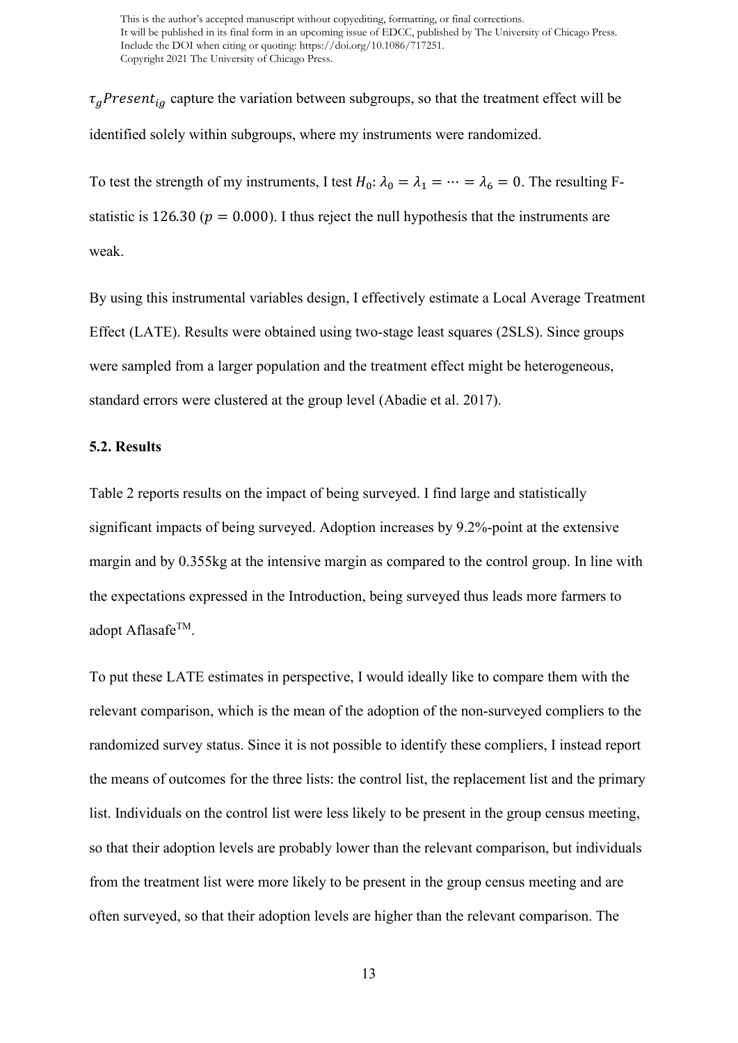$\tau_g Present_{ig}$ capture the variation between subgroups, so that the treatment effect will be identified solely within subgroups, where my instruments were randomized.

To test the strength of my instruments, I test $H_0$: $\lambda_0 = \lambda_1 = \cdots = \lambda_6 = 0$. The resulting F-statistic is $126.30$ ($p = 0.000$). I thus reject the null hypothesis that the instruments are weak.

By using this instrumental variables design, I effectively estimate a Local Average Treatment Effect (LATE). Results were obtained using two-stage least squares (2SLS). Since groups were sampled from a larger population and the treatment effect might be heterogeneous, standard errors were clustered at the group level (Abadie et al. 2017).

### 5.2. Results

Table 2 reports results on the impact of being surveyed. I find large and statistically significant impacts of being surveyed. Adoption increases by 9.2%-point at the extensive margin and by 0.355kg at the intensive margin as compared to the control group. In line with the expectations expressed in the Introduction, being surveyed thus leads more farmers to adopt Aflasafe™.

To put these LATE estimates in perspective, I would ideally like to compare them with the relevant comparison, which is the mean of the adoption of the non-surveyed compliers to the randomized survey status. Since it is not possible to identify these compliers, I instead report the means of outcomes for the three lists: the control list, the replacement list and the primary list. Individuals on the control list were less likely to be present in the group census meeting, so that their adoption levels are probably lower than the relevant comparison, but individuals from the treatment list were more likely to be present in the group census meeting and are often surveyed, so that their adoption levels are higher than the relevant comparison. The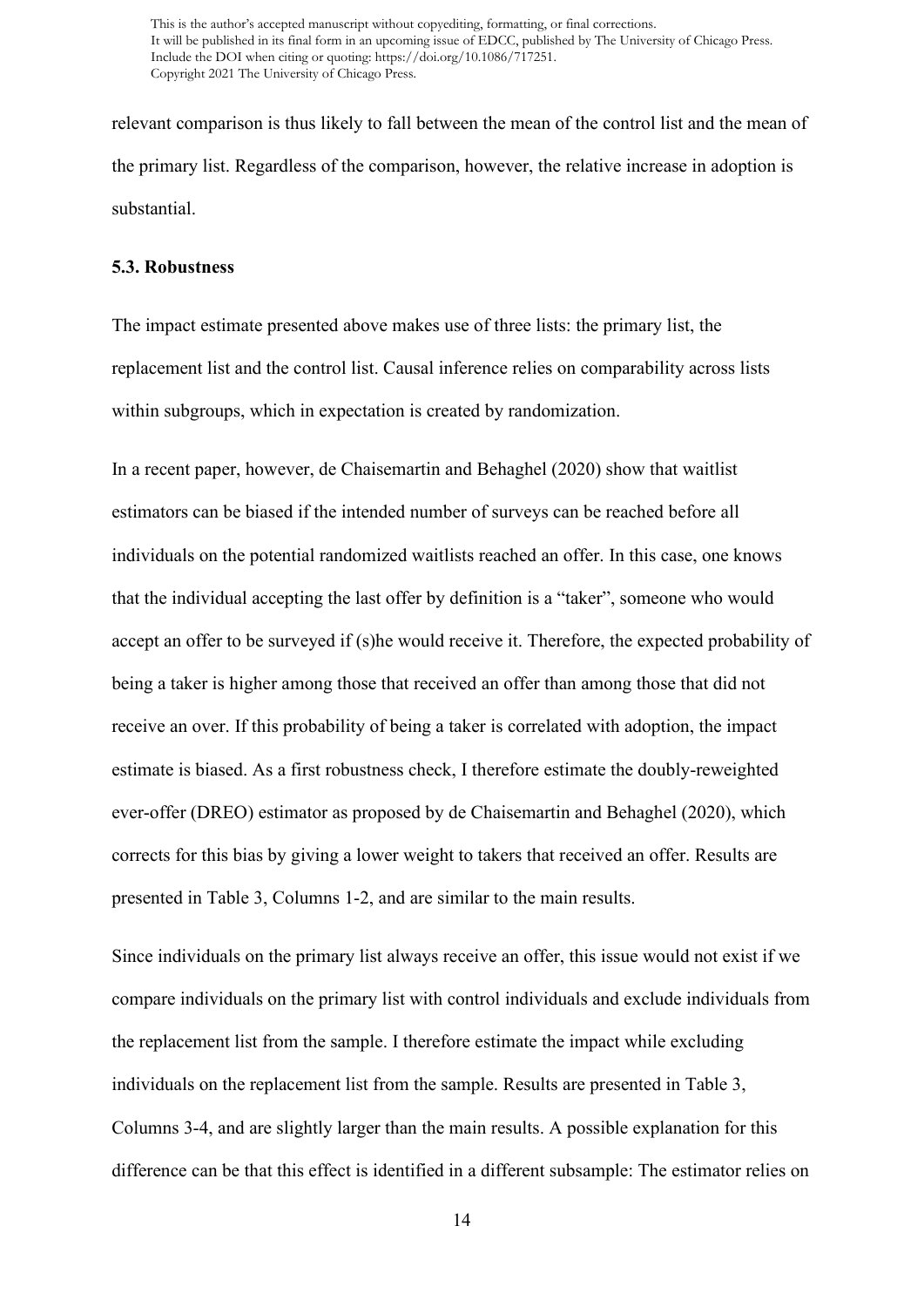relevant comparison is thus likely to fall between the mean of the control list and the mean of the primary list. Regardless of the comparison, however, the relative increase in adoption is substantial.

### 5.3. Robustness

The impact estimate presented above makes use of three lists: the primary list, the replacement list and the control list. Causal inference relies on comparability across lists within subgroups, which in expectation is created by randomization.

In a recent paper, however, de Chaisemartin and Behaghel (2020) show that waitlist estimators can be biased if the intended number of surveys can be reached before all individuals on the potential randomized waitlists reached an offer. In this case, one knows that the individual accepting the last offer by definition is a "taker", someone who would accept an offer to be surveyed if (s)he would receive it. Therefore, the expected probability of being a taker is higher among those that received an offer than among those that did not receive an over. If this probability of being a taker is correlated with adoption, the impact estimate is biased. As a first robustness check, I therefore estimate the doubly-reweighted ever-offer (DREO) estimator as proposed by de Chaisemartin and Behaghel (2020), which corrects for this bias by giving a lower weight to takers that received an offer. Results are presented in Table 3, Columns 1-2, and are similar to the main results.

Since individuals on the primary list always receive an offer, this issue would not exist if we compare individuals on the primary list with control individuals and exclude individuals from the replacement list from the sample. I therefore estimate the impact while excluding individuals on the replacement list from the sample. Results are presented in Table 3, Columns 3-4, and are slightly larger than the main results. A possible explanation for this difference can be that this effect is identified in a different subsample: The estimator relies on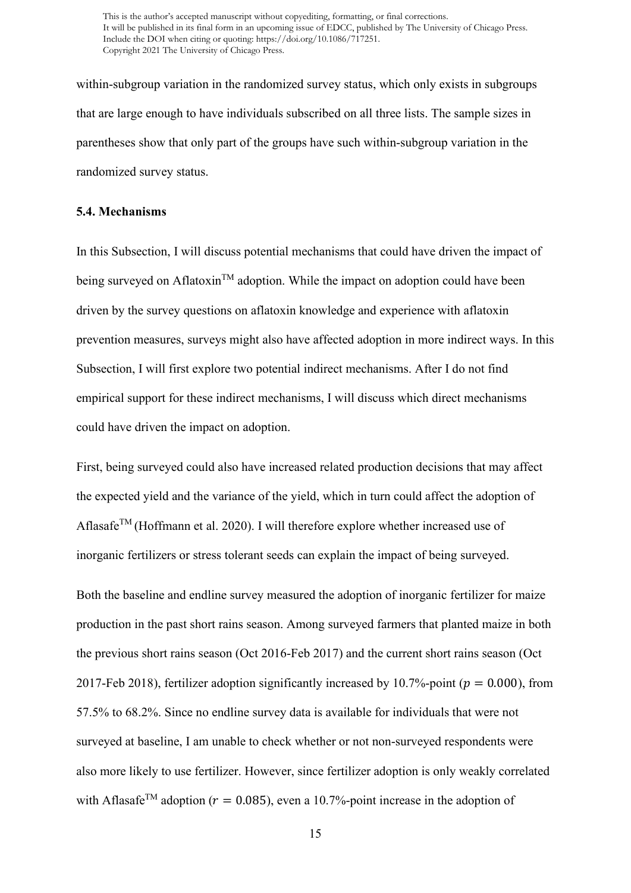within-subgroup variation in the randomized survey status, which only exists in subgroups that are large enough to have individuals subscribed on all three lists. The sample sizes in parentheses show that only part of the groups have such within-subgroup variation in the randomized survey status.

### 5.4. Mechanisms

In this Subsection, I will discuss potential mechanisms that could have driven the impact of being surveyed on Aflatoxin™ adoption. While the impact on adoption could have been driven by the survey questions on aflatoxin knowledge and experience with aflatoxin prevention measures, surveys might also have affected adoption in more indirect ways. In this Subsection, I will first explore two potential indirect mechanisms. After I do not find empirical support for these indirect mechanisms, I will discuss which direct mechanisms could have driven the impact on adoption.

First, being surveyed could also have increased related production decisions that may affect the expected yield and the variance of the yield, which in turn could affect the adoption of Aflasafe™ (Hoffmann et al. 2020). I will therefore explore whether increased use of inorganic fertilizers or stress tolerant seeds can explain the impact of being surveyed.

Both the baseline and endline survey measured the adoption of inorganic fertilizer for maize production in the past short rains season. Among surveyed farmers that planted maize in both the previous short rains season (Oct 2016-Feb 2017) and the current short rains season (Oct 2017-Feb 2018), fertilizer adoption significantly increased by 10.7%-point ($p = 0.000$), from 57.5% to 68.2%. Since no endline survey data is available for individuals that were not surveyed at baseline, I am unable to check whether or not non-surveyed respondents were also more likely to use fertilizer. However, since fertilizer adoption is only weakly correlated with Aflasafe™ adoption ($r = 0.085$), even a 10.7%-point increase in the adoption of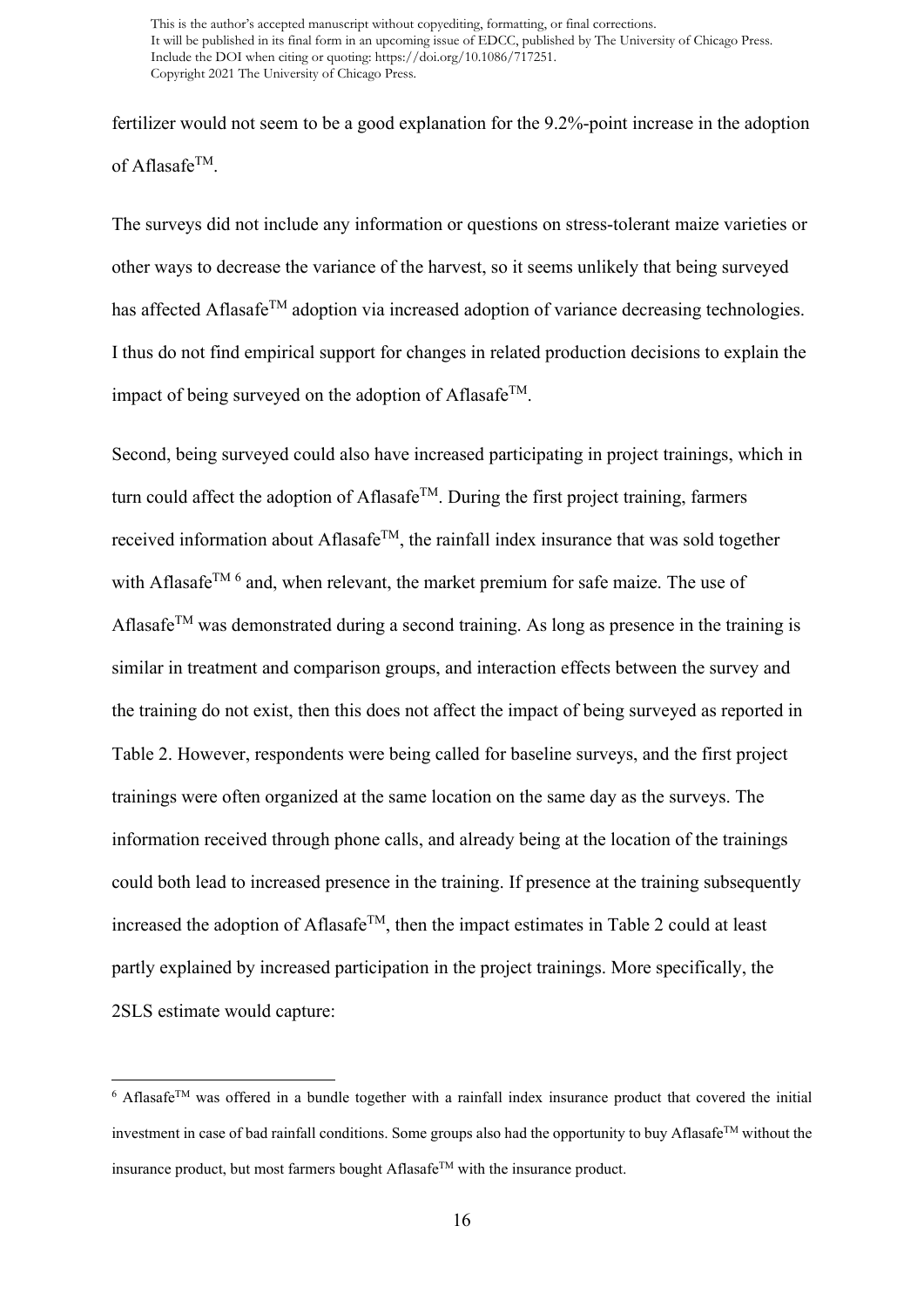fertilizer would not seem to be a good explanation for the 9.2%-point increase in the adoption of Aflasafe™.

The surveys did not include any information or questions on stress-tolerant maize varieties or other ways to decrease the variance of the harvest, so it seems unlikely that being surveyed has affected Aflasafe™ adoption via increased adoption of variance decreasing technologies. I thus do not find empirical support for changes in related production decisions to explain the impact of being surveyed on the adoption of Aflasafe™.

Second, being surveyed could also have increased participating in project trainings, which in turn could affect the adoption of Aflasafe™. During the first project training, farmers received information about Aflasafe™, the rainfall index insurance that was sold together with Aflasafe™ [6] and, when relevant, the market premium for safe maize. The use of Aflasafe™ was demonstrated during a second training. As long as presence in the training is similar in treatment and comparison groups, and interaction effects between the survey and the training do not exist, then this does not affect the impact of being surveyed as reported in Table 2. However, respondents were being called for baseline surveys, and the first project trainings were often organized at the same location on the same day as the surveys. The information received through phone calls, and already being at the location of the trainings could both lead to increased presence in the training. If presence at the training subsequently increased the adoption of Aflasafe™, then the impact estimates in Table 2 could at least partly explained by increased participation in the project trainings. More specifically, the 2SLS estimate would capture:

[6] Aflasafe™ was offered in a bundle together with a rainfall index insurance product that covered the initial investment in case of bad rainfall conditions. Some groups also had the opportunity to buy Aflasafe™ without the insurance product, but most farmers bought Aflasafe™ with the insurance product.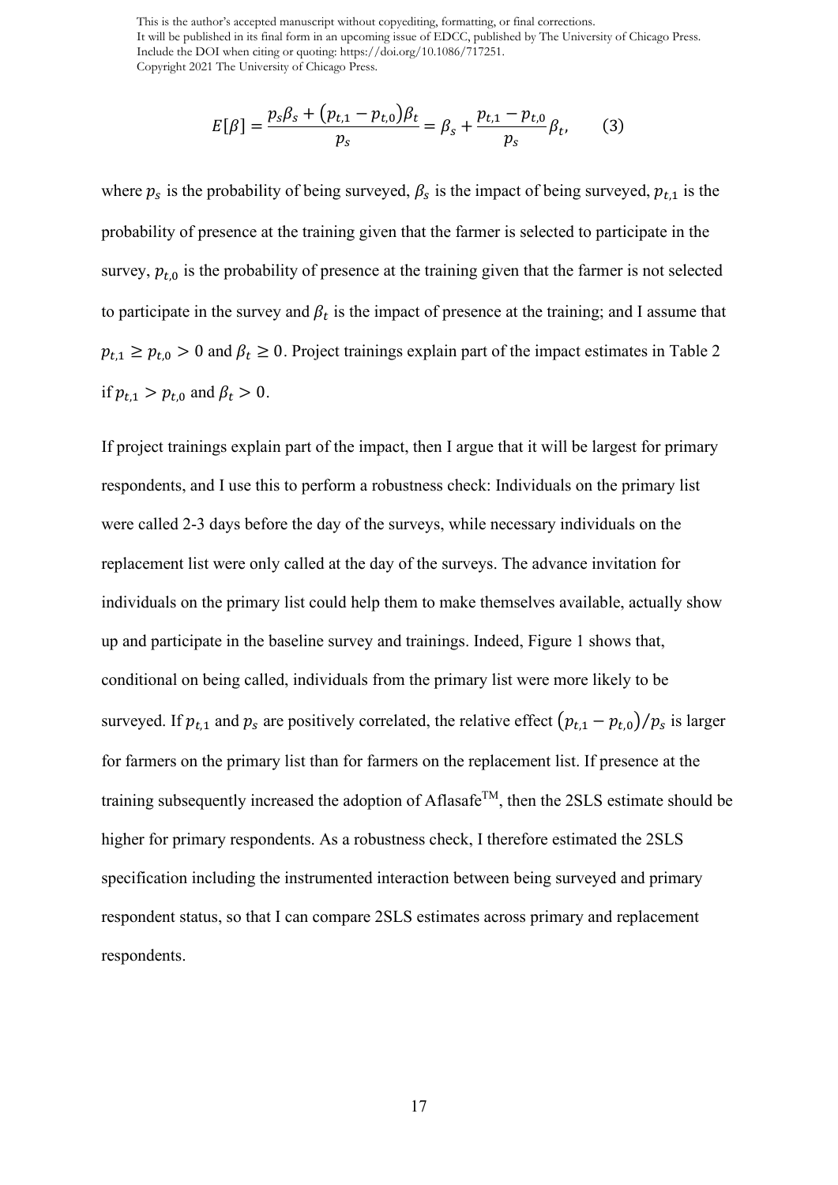$$E[\beta] = \frac{p_s\beta_s + (p_{t,1} - p_{t,0})\beta_t}{p_s} = \beta_s + \frac{p_{t,1} - p_{t,0}}{p_s}\beta_t, \qquad (3)$$

where $p_s$ is the probability of being surveyed, $\beta_s$ is the impact of being surveyed, $p_{t,1}$ is the probability of presence at the training given that the farmer is selected to participate in the survey, $p_{t,0}$ is the probability of presence at the training given that the farmer is not selected to participate in the survey and $\beta_t$ is the impact of presence at the training; and I assume that $p_{t,1} \geq p_{t,0} > 0$ and $\beta_t \geq 0$. Project trainings explain part of the impact estimates in Table 2 if $p_{t,1} > p_{t,0}$ and $\beta_t > 0$.

If project trainings explain part of the impact, then I argue that it will be largest for primary respondents, and I use this to perform a robustness check: Individuals on the primary list were called 2-3 days before the day of the surveys, while necessary individuals on the replacement list were only called at the day of the surveys. The advance invitation for individuals on the primary list could help them to make themselves available, actually show up and participate in the baseline survey and trainings. Indeed, Figure 1 shows that, conditional on being called, individuals from the primary list were more likely to be surveyed. If $p_{t,1}$ and $p_s$ are positively correlated, the relative effect $(p_{t,1} - p_{t,0})/p_s$ is larger for farmers on the primary list than for farmers on the replacement list. If presence at the training subsequently increased the adoption of Aflasafe™, then the 2SLS estimate should be higher for primary respondents. As a robustness check, I therefore estimated the 2SLS specification including the instrumented interaction between being surveyed and primary respondent status, so that I can compare 2SLS estimates across primary and replacement respondents.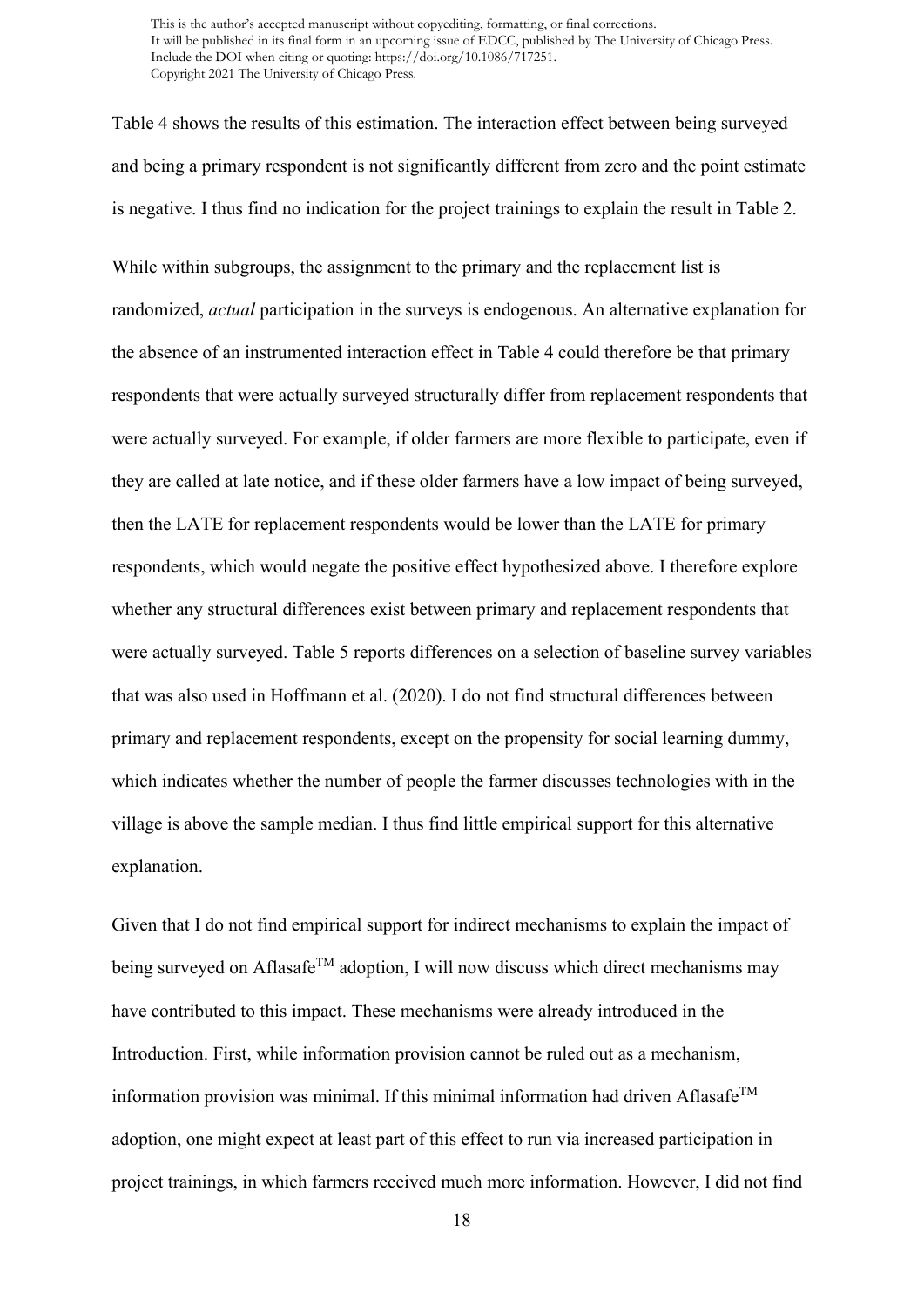Table 4 shows the results of this estimation. The interaction effect between being surveyed and being a primary respondent is not significantly different from zero and the point estimate is negative. I thus find no indication for the project trainings to explain the result in Table 2.

While within subgroups, the assignment to the primary and the replacement list is randomized, *actual* participation in the surveys is endogenous. An alternative explanation for the absence of an instrumented interaction effect in Table 4 could therefore be that primary respondents that were actually surveyed structurally differ from replacement respondents that were actually surveyed. For example, if older farmers are more flexible to participate, even if they are called at late notice, and if these older farmers have a low impact of being surveyed, then the LATE for replacement respondents would be lower than the LATE for primary respondents, which would negate the positive effect hypothesized above. I therefore explore whether any structural differences exist between primary and replacement respondents that were actually surveyed. Table 5 reports differences on a selection of baseline survey variables that was also used in Hoffmann et al. (2020). I do not find structural differences between primary and replacement respondents, except on the propensity for social learning dummy, which indicates whether the number of people the farmer discusses technologies with in the village is above the sample median. I thus find little empirical support for this alternative explanation.

Given that I do not find empirical support for indirect mechanisms to explain the impact of being surveyed on Aflasafe™ adoption, I will now discuss which direct mechanisms may have contributed to this impact. These mechanisms were already introduced in the Introduction. First, while information provision cannot be ruled out as a mechanism, information provision was minimal. If this minimal information had driven Aflasafe™ adoption, one might expect at least part of this effect to run via increased participation in project trainings, in which farmers received much more information. However, I did not find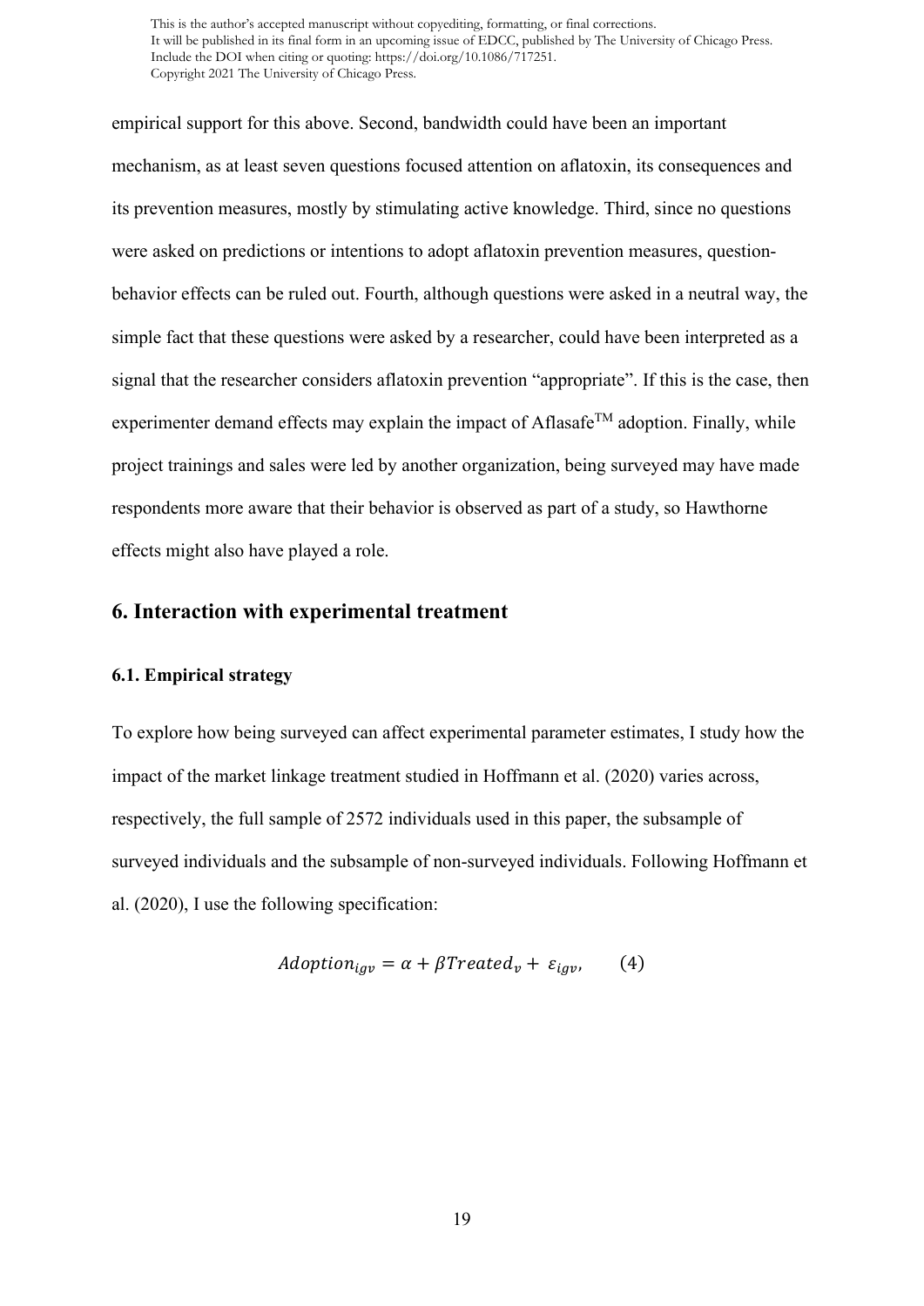empirical support for this above. Second, bandwidth could have been an important mechanism, as at least seven questions focused attention on aflatoxin, its consequences and its prevention measures, mostly by stimulating active knowledge. Third, since no questions were asked on predictions or intentions to adopt aflatoxin prevention measures, question-behavior effects can be ruled out. Fourth, although questions were asked in a neutral way, the simple fact that these questions were asked by a researcher, could have been interpreted as a signal that the researcher considers aflatoxin prevention "appropriate". If this is the case, then experimenter demand effects may explain the impact of Aflasafe™ adoption. Finally, while project trainings and sales were led by another organization, being surveyed may have made respondents more aware that their behavior is observed as part of a study, so Hawthorne effects might also have played a role.

## 6. Interaction with experimental treatment

### 6.1. Empirical strategy

To explore how being surveyed can affect experimental parameter estimates, I study how the impact of the market linkage treatment studied in Hoffmann et al. (2020) varies across, respectively, the full sample of 2572 individuals used in this paper, the subsample of surveyed individuals and the subsample of non-surveyed individuals. Following Hoffmann et al. (2020), I use the following specification:

$$Adoption_{igv} = \alpha + \beta Treated_v + \varepsilon_{igv}, \qquad (4)$$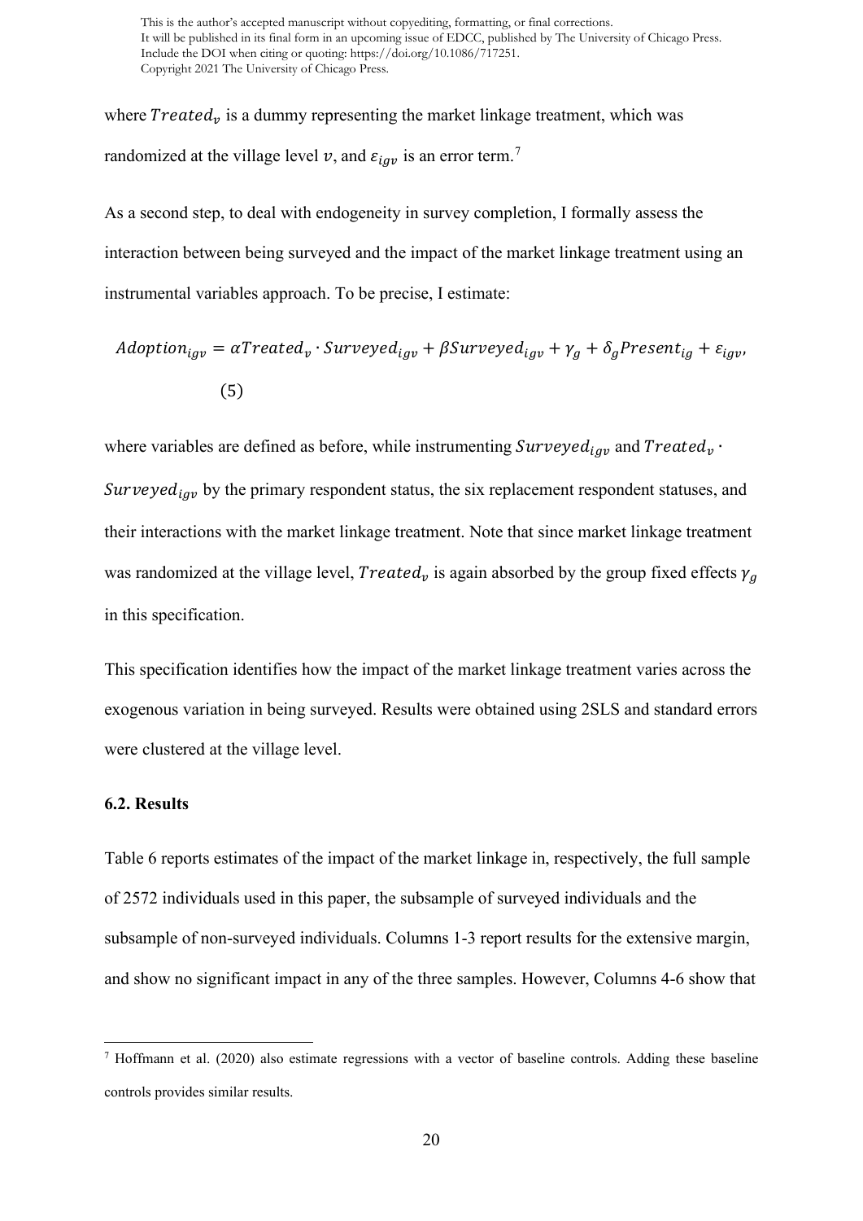where $Treated_v$ is a dummy representing the market linkage treatment, which was randomized at the village level $v$, and $\varepsilon_{igv}$ is an error term.[7]

As a second step, to deal with endogeneity in survey completion, I formally assess the interaction between being surveyed and the impact of the market linkage treatment using an instrumental variables approach. To be precise, I estimate:

$$Adoption_{igv} = \alpha Treated_v \cdot Surveyed_{igv} + \beta Surveyed_{igv} + \gamma_g + \delta_g Present_{ig} + \varepsilon_{igv}, \quad (5)$$

where variables are defined as before, while instrumenting $Surveyed_{igv}$ and $Treated_v \cdot Surveyed_{igv}$ by the primary respondent status, the six replacement respondent statuses, and their interactions with the market linkage treatment. Note that since market linkage treatment was randomized at the village level, $Treated_v$ is again absorbed by the group fixed effects $\gamma_g$ in this specification.

This specification identifies how the impact of the market linkage treatment varies across the exogenous variation in being surveyed. Results were obtained using 2SLS and standard errors were clustered at the village level.

### 6.2. Results

Table 6 reports estimates of the impact of the market linkage in, respectively, the full sample of 2572 individuals used in this paper, the subsample of surveyed individuals and the subsample of non-surveyed individuals. Columns 1-3 report results for the extensive margin, and show no significant impact in any of the three samples. However, Columns 4-6 show that

[7] Hoffmann et al. (2020) also estimate regressions with a vector of baseline controls. Adding these baseline controls provides similar results.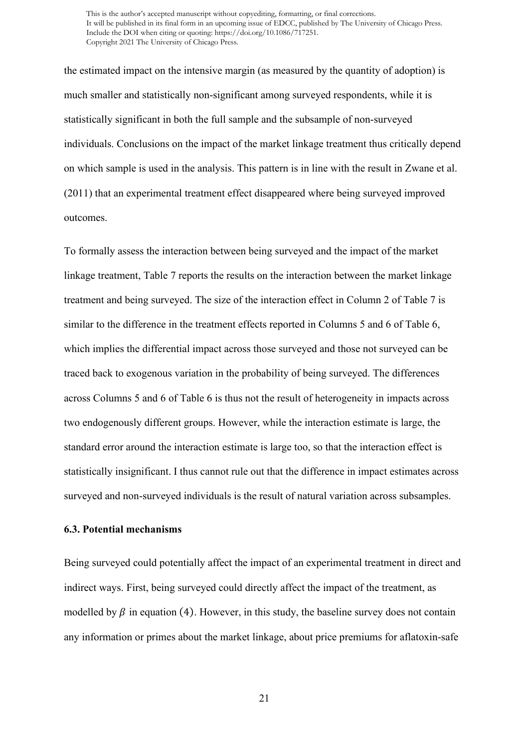the estimated impact on the intensive margin (as measured by the quantity of adoption) is much smaller and statistically non-significant among surveyed respondents, while it is statistically significant in both the full sample and the subsample of non-surveyed individuals. Conclusions on the impact of the market linkage treatment thus critically depend on which sample is used in the analysis. This pattern is in line with the result in Zwane et al. (2011) that an experimental treatment effect disappeared where being surveyed improved outcomes.

To formally assess the interaction between being surveyed and the impact of the market linkage treatment, Table 7 reports the results on the interaction between the market linkage treatment and being surveyed. The size of the interaction effect in Column 2 of Table 7 is similar to the difference in the treatment effects reported in Columns 5 and 6 of Table 6, which implies the differential impact across those surveyed and those not surveyed can be traced back to exogenous variation in the probability of being surveyed. The differences across Columns 5 and 6 of Table 6 is thus not the result of heterogeneity in impacts across two endogenously different groups. However, while the interaction estimate is large, the standard error around the interaction estimate is large too, so that the interaction effect is statistically insignificant. I thus cannot rule out that the difference in impact estimates across surveyed and non-surveyed individuals is the result of natural variation across subsamples.

### 6.3. Potential mechanisms

Being surveyed could potentially affect the impact of an experimental treatment in direct and indirect ways. First, being surveyed could directly affect the impact of the treatment, as modelled by $\beta$ in equation (4). However, in this study, the baseline survey does not contain any information or primes about the market linkage, about price premiums for aflatoxin-safe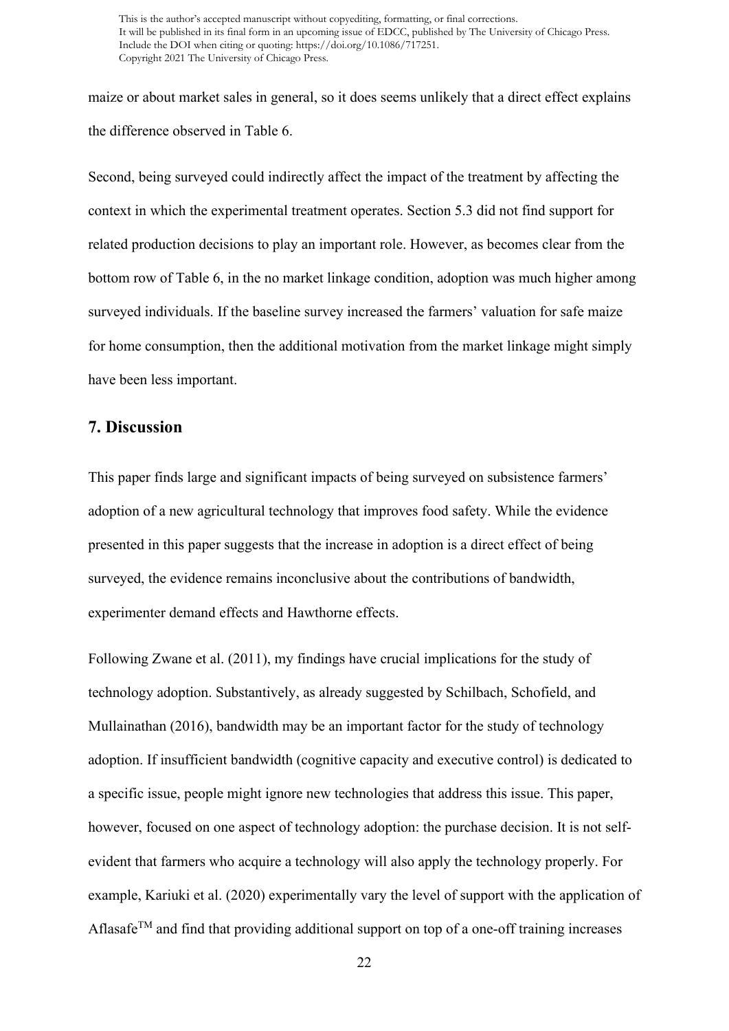maize or about market sales in general, so it does seems unlikely that a direct effect explains the difference observed in Table 6.

Second, being surveyed could indirectly affect the impact of the treatment by affecting the context in which the experimental treatment operates. Section 5.3 did not find support for related production decisions to play an important role. However, as becomes clear from the bottom row of Table 6, in the no market linkage condition, adoption was much higher among surveyed individuals. If the baseline survey increased the farmers' valuation for safe maize for home consumption, then the additional motivation from the market linkage might simply have been less important.

## 7. Discussion

This paper finds large and significant impacts of being surveyed on subsistence farmers' adoption of a new agricultural technology that improves food safety. While the evidence presented in this paper suggests that the increase in adoption is a direct effect of being surveyed, the evidence remains inconclusive about the contributions of bandwidth, experimenter demand effects and Hawthorne effects.

Following Zwane et al. (2011), my findings have crucial implications for the study of technology adoption. Substantively, as already suggested by Schilbach, Schofield, and Mullainathan (2016), bandwidth may be an important factor for the study of technology adoption. If insufficient bandwidth (cognitive capacity and executive control) is dedicated to a specific issue, people might ignore new technologies that address this issue. This paper, however, focused on one aspect of technology adoption: the purchase decision. It is not self-evident that farmers who acquire a technology will also apply the technology properly. For example, Kariuki et al. (2020) experimentally vary the level of support with the application of Aflasafe™ and find that providing additional support on top of a one-off training increases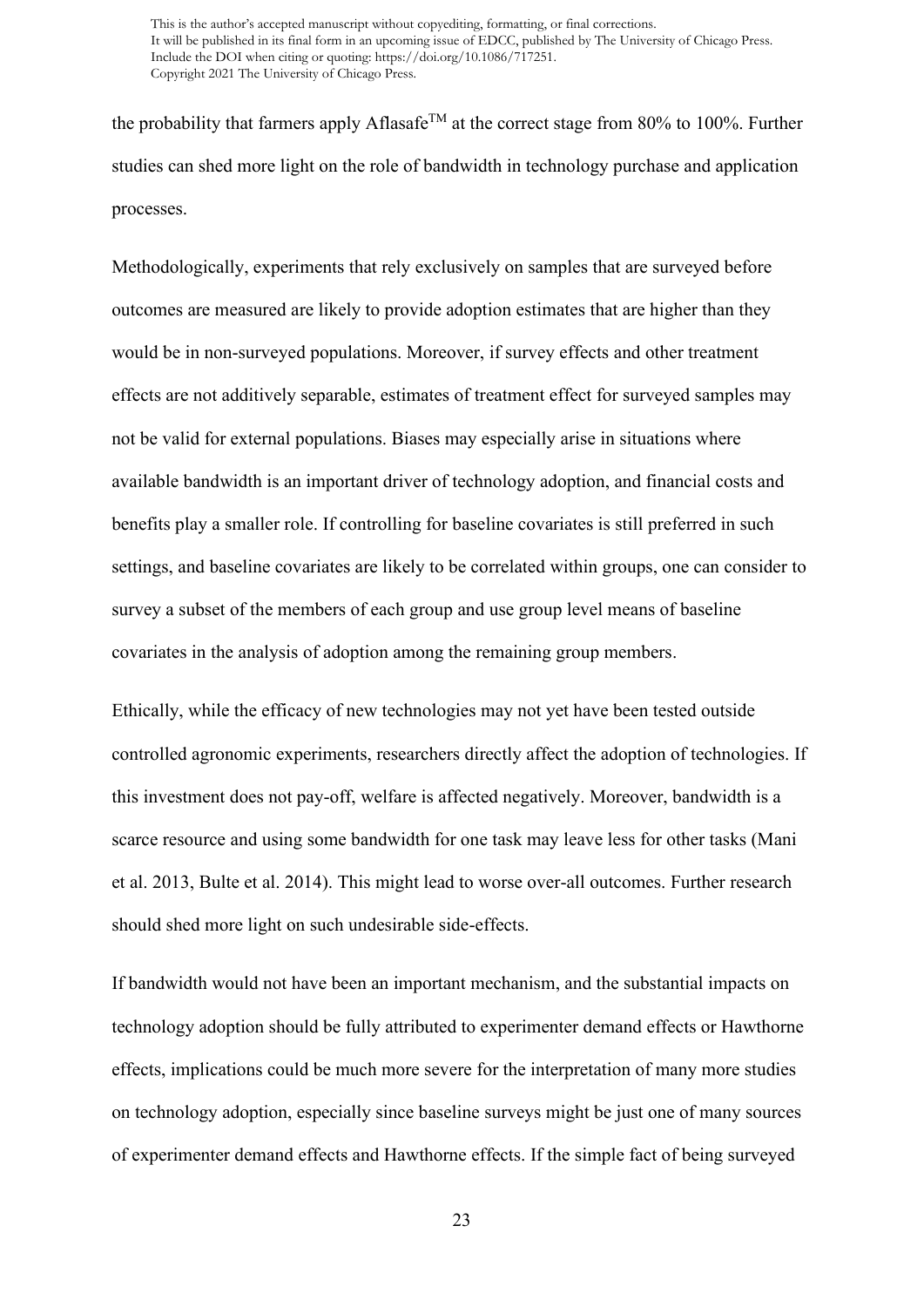the probability that farmers apply Aflasafe$^{TM}$ at the correct stage from 80% to 100%. Further studies can shed more light on the role of bandwidth in technology purchase and application processes.

Methodologically, experiments that rely exclusively on samples that are surveyed before outcomes are measured are likely to provide adoption estimates that are higher than they would be in non-surveyed populations. Moreover, if survey effects and other treatment effects are not additively separable, estimates of treatment effect for surveyed samples may not be valid for external populations. Biases may especially arise in situations where available bandwidth is an important driver of technology adoption, and financial costs and benefits play a smaller role. If controlling for baseline covariates is still preferred in such settings, and baseline covariates are likely to be correlated within groups, one can consider to survey a subset of the members of each group and use group level means of baseline covariates in the analysis of adoption among the remaining group members.

Ethically, while the efficacy of new technologies may not yet have been tested outside controlled agronomic experiments, researchers directly affect the adoption of technologies. If this investment does not pay-off, welfare is affected negatively. Moreover, bandwidth is a scarce resource and using some bandwidth for one task may leave less for other tasks (Mani et al. 2013, Bulte et al. 2014). This might lead to worse over-all outcomes. Further research should shed more light on such undesirable side-effects.

If bandwidth would not have been an important mechanism, and the substantial impacts on technology adoption should be fully attributed to experimenter demand effects or Hawthorne effects, implications could be much more severe for the interpretation of many more studies on technology adoption, especially since baseline surveys might be just one of many sources of experimenter demand effects and Hawthorne effects. If the simple fact of being surveyed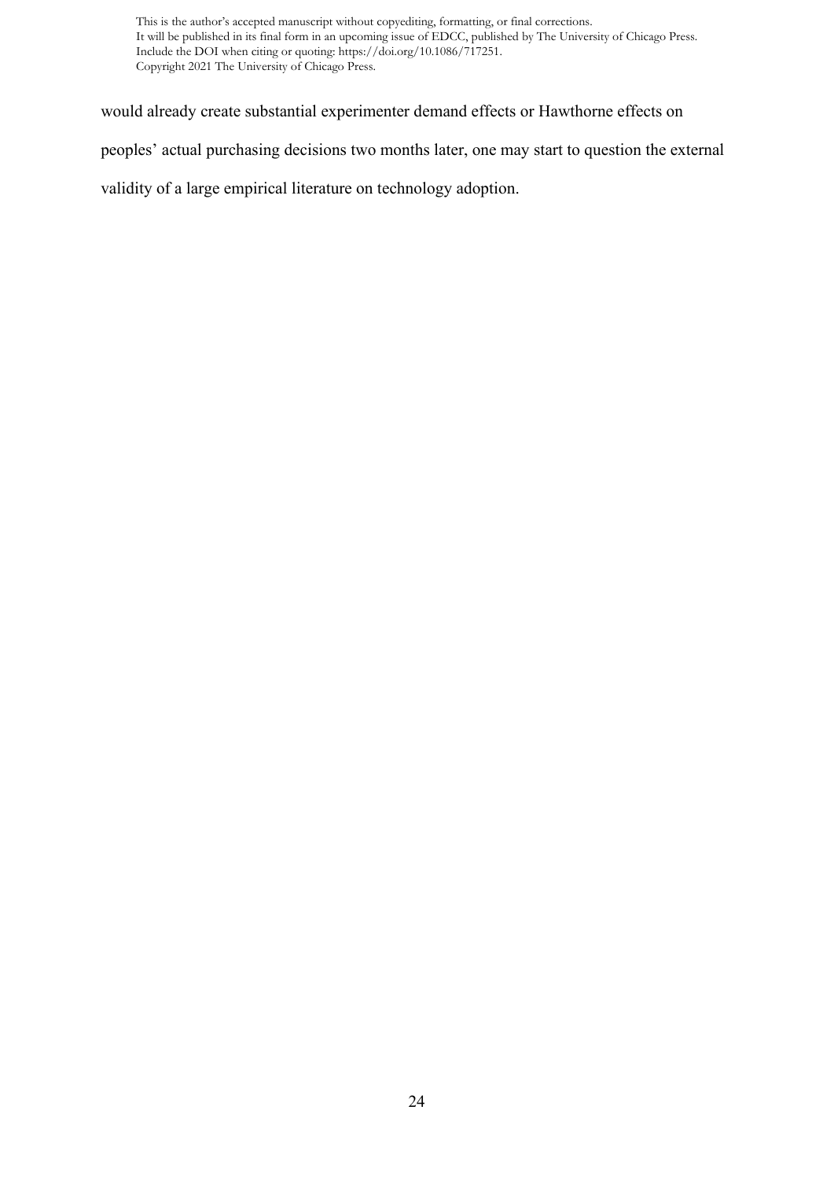would already create substantial experimenter demand effects or Hawthorne effects on peoples' actual purchasing decisions two months later, one may start to question the external validity of a large empirical literature on technology adoption.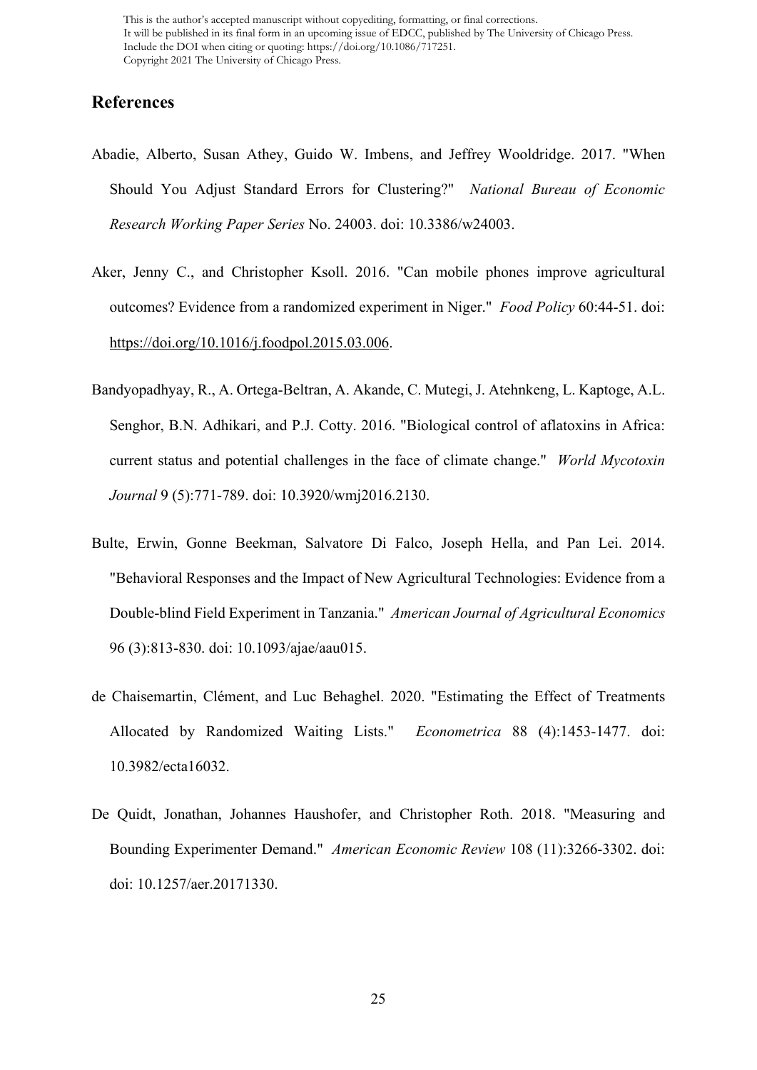## References

Abadie, Alberto, Susan Athey, Guido W. Imbens, and Jeffrey Wooldridge. 2017. "When Should You Adjust Standard Errors for Clustering?" *National Bureau of Economic Research Working Paper Series* No. 24003. doi: 10.3386/w24003.

Aker, Jenny C., and Christopher Ksoll. 2016. "Can mobile phones improve agricultural outcomes? Evidence from a randomized experiment in Niger." *Food Policy* 60:44-51. doi: https://doi.org/10.1016/j.foodpol.2015.03.006.

Bandyopadhyay, R., A. Ortega-Beltran, A. Akande, C. Mutegi, J. Atehnkeng, L. Kaptoge, A.L. Senghor, B.N. Adhikari, and P.J. Cotty. 2016. "Biological control of aflatoxins in Africa: current status and potential challenges in the face of climate change." *World Mycotoxin Journal* 9 (5):771-789. doi: 10.3920/wmj2016.2130.

Bulte, Erwin, Gonne Beekman, Salvatore Di Falco, Joseph Hella, and Pan Lei. 2014. "Behavioral Responses and the Impact of New Agricultural Technologies: Evidence from a Double-blind Field Experiment in Tanzania." *American Journal of Agricultural Economics* 96 (3):813-830. doi: 10.1093/ajae/aau015.

de Chaisemartin, Clément, and Luc Behaghel. 2020. "Estimating the Effect of Treatments Allocated by Randomized Waiting Lists." *Econometrica* 88 (4):1453-1477. doi: 10.3982/ecta16032.

De Quidt, Jonathan, Johannes Haushofer, and Christopher Roth. 2018. "Measuring and Bounding Experimenter Demand." *American Economic Review* 108 (11):3266-3302. doi: doi: 10.1257/aer.20171330.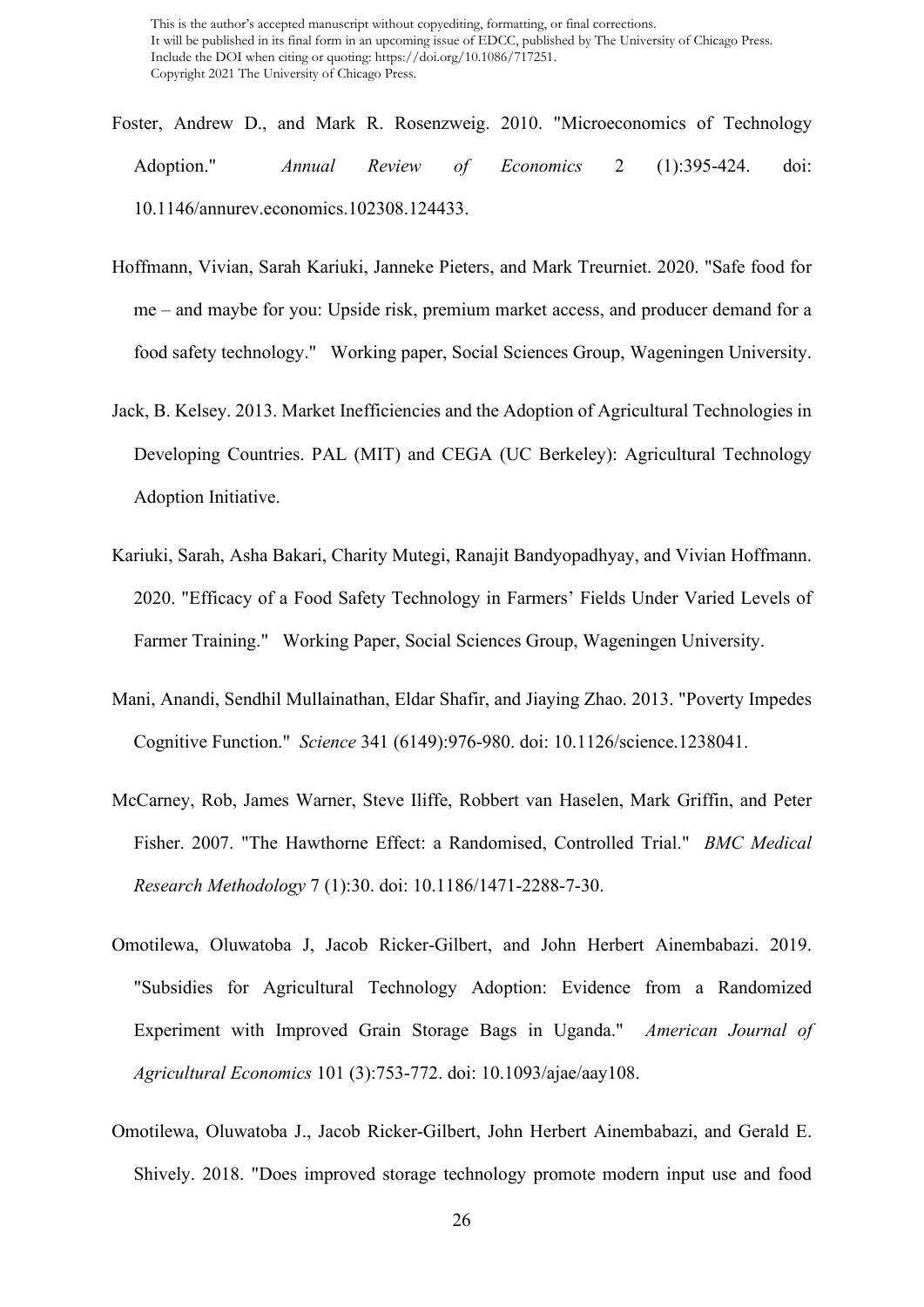Foster, Andrew D., and Mark R. Rosenzweig. 2010. "Microeconomics of Technology Adoption." *Annual Review of Economics* 2 (1):395-424. doi: 10.1146/annurev.economics.102308.124433.

Hoffmann, Vivian, Sarah Kariuki, Janneke Pieters, and Mark Treurniet. 2020. "Safe food for me – and maybe for you: Upside risk, premium market access, and producer demand for a food safety technology." Working paper, Social Sciences Group, Wageningen University.

Jack, B. Kelsey. 2013. Market Inefficiencies and the Adoption of Agricultural Technologies in Developing Countries. PAL (MIT) and CEGA (UC Berkeley): Agricultural Technology Adoption Initiative.

Kariuki, Sarah, Asha Bakari, Charity Mutegi, Ranajit Bandyopadhyay, and Vivian Hoffmann. 2020. "Efficacy of a Food Safety Technology in Farmers' Fields Under Varied Levels of Farmer Training." Working Paper, Social Sciences Group, Wageningen University.

Mani, Anandi, Sendhil Mullainathan, Eldar Shafir, and Jiaying Zhao. 2013. "Poverty Impedes Cognitive Function." *Science* 341 (6149):976-980. doi: 10.1126/science.1238041.

McCarney, Rob, James Warner, Steve Iliffe, Robbert van Haselen, Mark Griffin, and Peter Fisher. 2007. "The Hawthorne Effect: a Randomised, Controlled Trial." *BMC Medical Research Methodology* 7 (1):30. doi: 10.1186/1471-2288-7-30.

Omotilewa, Oluwatoba J, Jacob Ricker-Gilbert, and John Herbert Ainembabazi. 2019. "Subsidies for Agricultural Technology Adoption: Evidence from a Randomized Experiment with Improved Grain Storage Bags in Uganda." *American Journal of Agricultural Economics* 101 (3):753-772. doi: 10.1093/ajae/aay108.

Omotilewa, Oluwatoba J., Jacob Ricker-Gilbert, John Herbert Ainembabazi, and Gerald E. Shively. 2018. "Does improved storage technology promote modern input use and food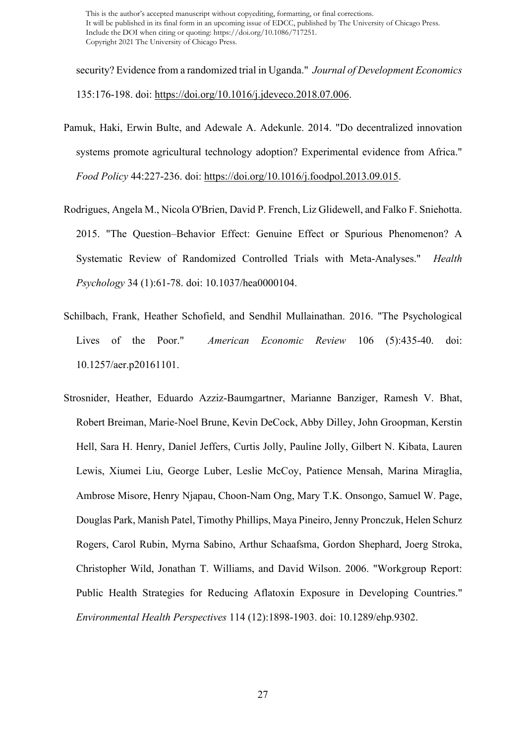security? Evidence from a randomized trial in Uganda." *Journal of Development Economics* 135:176-198. doi: https://doi.org/10.1016/j.jdeveco.2018.07.006.

Pamuk, Haki, Erwin Bulte, and Adewale A. Adekunle. 2014. "Do decentralized innovation systems promote agricultural technology adoption? Experimental evidence from Africa." *Food Policy* 44:227-236. doi: https://doi.org/10.1016/j.foodpol.2013.09.015.

Rodrigues, Angela M., Nicola O'Brien, David P. French, Liz Glidewell, and Falko F. Sniehotta. 2015. "The Question–Behavior Effect: Genuine Effect or Spurious Phenomenon? A Systematic Review of Randomized Controlled Trials with Meta-Analyses." *Health Psychology* 34 (1):61-78. doi: 10.1037/hea0000104.

Schilbach, Frank, Heather Schofield, and Sendhil Mullainathan. 2016. "The Psychological Lives of the Poor." *American Economic Review* 106 (5):435-40. doi: 10.1257/aer.p20161101.

Strosnider, Heather, Eduardo Azziz-Baumgartner, Marianne Banziger, Ramesh V. Bhat, Robert Breiman, Marie-Noel Brune, Kevin DeCock, Abby Dilley, John Groopman, Kerstin Hell, Sara H. Henry, Daniel Jeffers, Curtis Jolly, Pauline Jolly, Gilbert N. Kibata, Lauren Lewis, Xiumei Liu, George Luber, Leslie McCoy, Patience Mensah, Marina Miraglia, Ambrose Misore, Henry Njapau, Choon-Nam Ong, Mary T.K. Onsongo, Samuel W. Page, Douglas Park, Manish Patel, Timothy Phillips, Maya Pineiro, Jenny Pronczuk, Helen Schurz Rogers, Carol Rubin, Myrna Sabino, Arthur Schaafsma, Gordon Shephard, Joerg Stroka, Christopher Wild, Jonathan T. Williams, and David Wilson. 2006. "Workgroup Report: Public Health Strategies for Reducing Aflatoxin Exposure in Developing Countries." *Environmental Health Perspectives* 114 (12):1898-1903. doi: 10.1289/ehp.9302.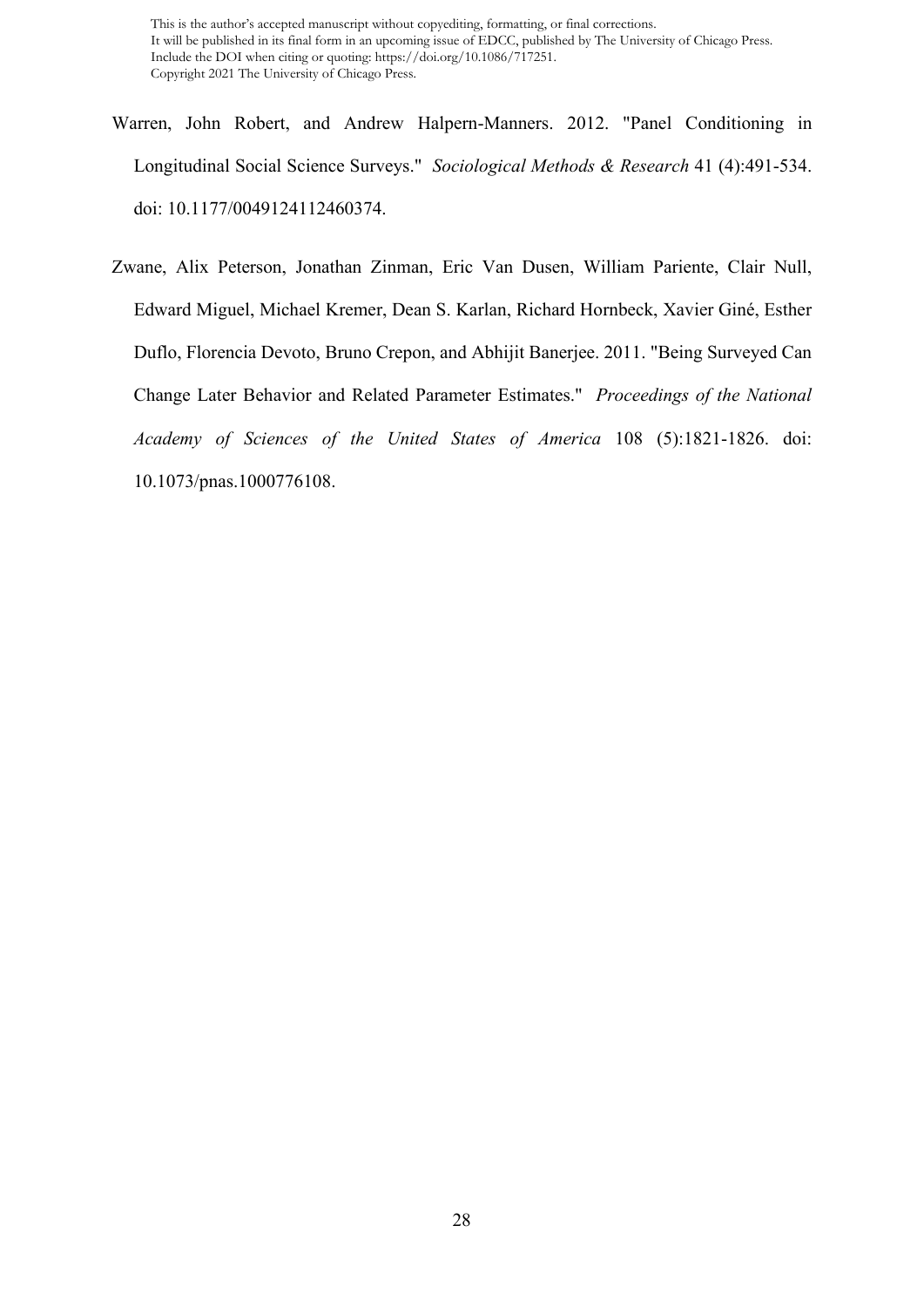Warren, John Robert, and Andrew Halpern-Manners. 2012. "Panel Conditioning in Longitudinal Social Science Surveys." *Sociological Methods & Research* 41 (4):491-534. doi: 10.1177/0049124112460374.

Zwane, Alix Peterson, Jonathan Zinman, Eric Van Dusen, William Pariente, Clair Null, Edward Miguel, Michael Kremer, Dean S. Karlan, Richard Hornbeck, Xavier Giné, Esther Duflo, Florencia Devoto, Bruno Crepon, and Abhijit Banerjee. 2011. "Being Surveyed Can Change Later Behavior and Related Parameter Estimates." *Proceedings of the National Academy of Sciences of the United States of America* 108 (5):1821-1826. doi: 10.1073/pnas.1000776108.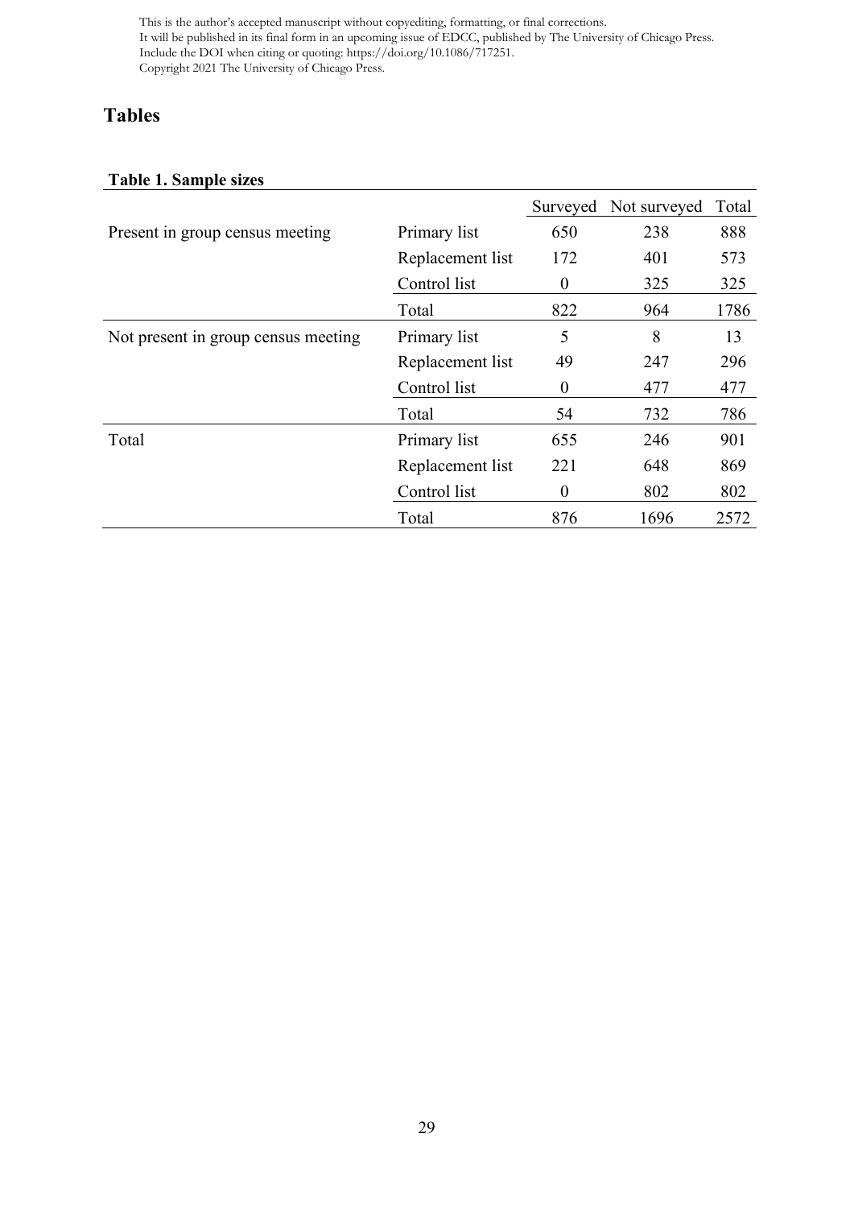## Tables

### Table 1. Sample sizes

| | | Surveyed | Not surveyed | Total |
|---|---|---|---|---|
| Present in group census meeting | Primary list | 650 | 238 | 888 |
| | Replacement list | 172 | 401 | 573 |
| | Control list | 0 | 325 | 325 |
| | Total | 822 | 964 | 1786 |
| Not present in group census meeting | Primary list | 5 | 8 | 13 |
| | Replacement list | 49 | 247 | 296 |
| | Control list | 0 | 477 | 477 |
| | Total | 54 | 732 | 786 |
| Total | Primary list | 655 | 246 | 901 |
| | Replacement list | 221 | 648 | 869 |
| | Control list | 0 | 802 | 802 |
| | Total | 876 | 1696 | 2572 |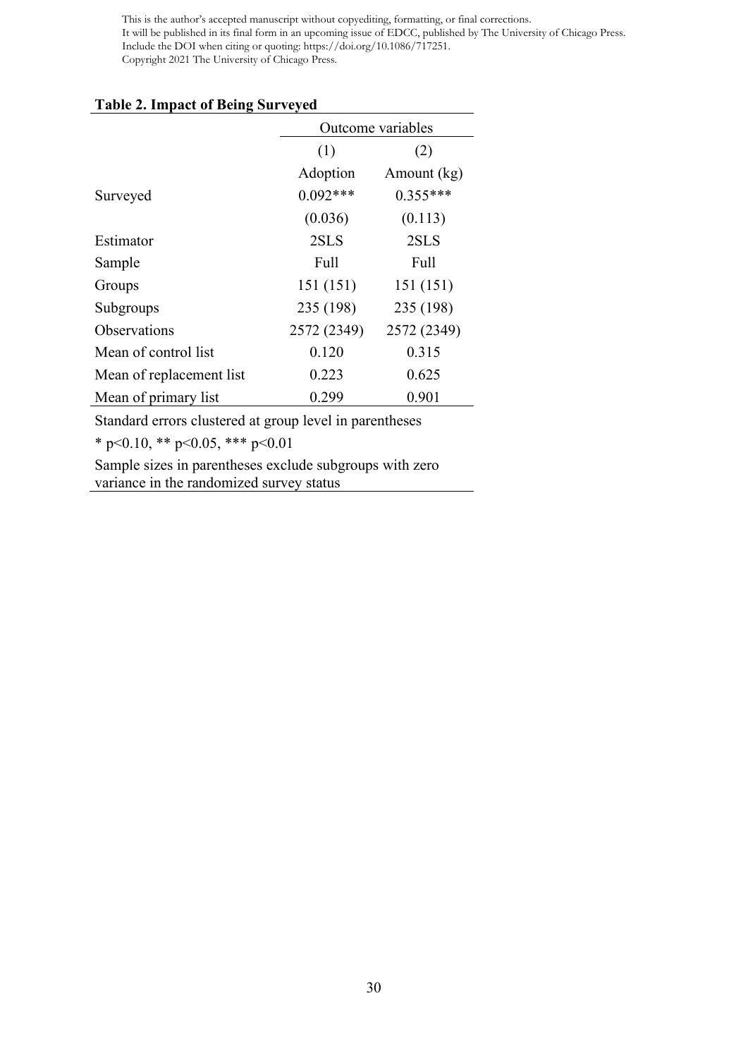This is the author's accepted manuscript without copyediting, formatting, or final corrections.
It will be published in its final form in an upcoming issue of EDCC, published by The University of Chicago Press.
Include the DOI when citing or quoting: https://doi.org/10.1086/717251.
Copyright 2021 The University of Chicago Press.

**Table 2. Impact of Being Surveyed**

| | Outcome variables | |
|---|---|---|
| | (1) | (2) |
| | Adoption | Amount (kg) |
| Surveyed | 0.092*** | 0.355*** |
| | (0.036) | (0.113) |
| Estimator | 2SLS | 2SLS |
| Sample | Full | Full |
| Groups | 151 (151) | 151 (151) |
| Subgroups | 235 (198) | 235 (198) |
| Observations | 2572 (2349) | 2572 (2349) |
| Mean of control list | 0.120 | 0.315 |
| Mean of replacement list | 0.223 | 0.625 |
| Mean of primary list | 0.299 | 0.901 |

Standard errors clustered at group level in parentheses

* p<0.10, ** p<0.05, *** p<0.01

Sample sizes in parentheses exclude subgroups with zero variance in the randomized survey status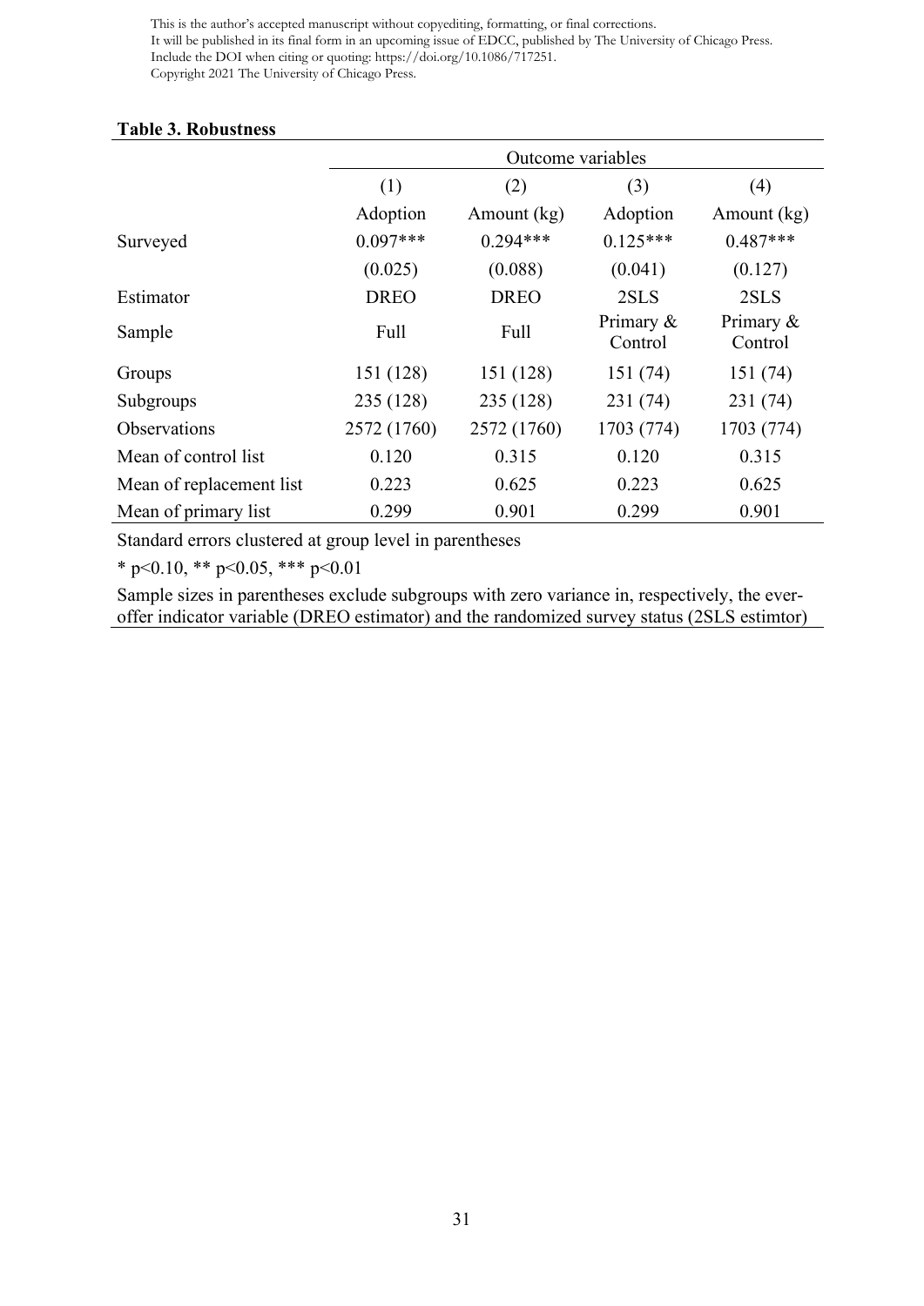**Table 3. Robustness**

| | Outcome variables | | | |
|---|---|---|---|---|
| | (1) | (2) | (3) | (4) |
| | Adoption | Amount (kg) | Adoption | Amount (kg) |
| Surveyed | 0.097*** | 0.294*** | 0.125*** | 0.487*** |
| | (0.025) | (0.088) | (0.041) | (0.127) |
| Estimator | DREO | DREO | 2SLS | 2SLS |
| Sample | Full | Full | Primary & Control | Primary & Control |
| Groups | 151 (128) | 151 (128) | 151 (74) | 151 (74) |
| Subgroups | 235 (128) | 235 (128) | 231 (74) | 231 (74) |
| Observations | 2572 (1760) | 2572 (1760) | 1703 (774) | 1703 (774) |
| Mean of control list | 0.120 | 0.315 | 0.120 | 0.315 |
| Mean of replacement list | 0.223 | 0.625 | 0.223 | 0.625 |
| Mean of primary list | 0.299 | 0.901 | 0.299 | 0.901 |

Standard errors clustered at group level in parentheses

* p<0.10, ** p<0.05, *** p<0.01

Sample sizes in parentheses exclude subgroups with zero variance in, respectively, the ever-offer indicator variable (DREO estimator) and the randomized survey status (2SLS estimtor)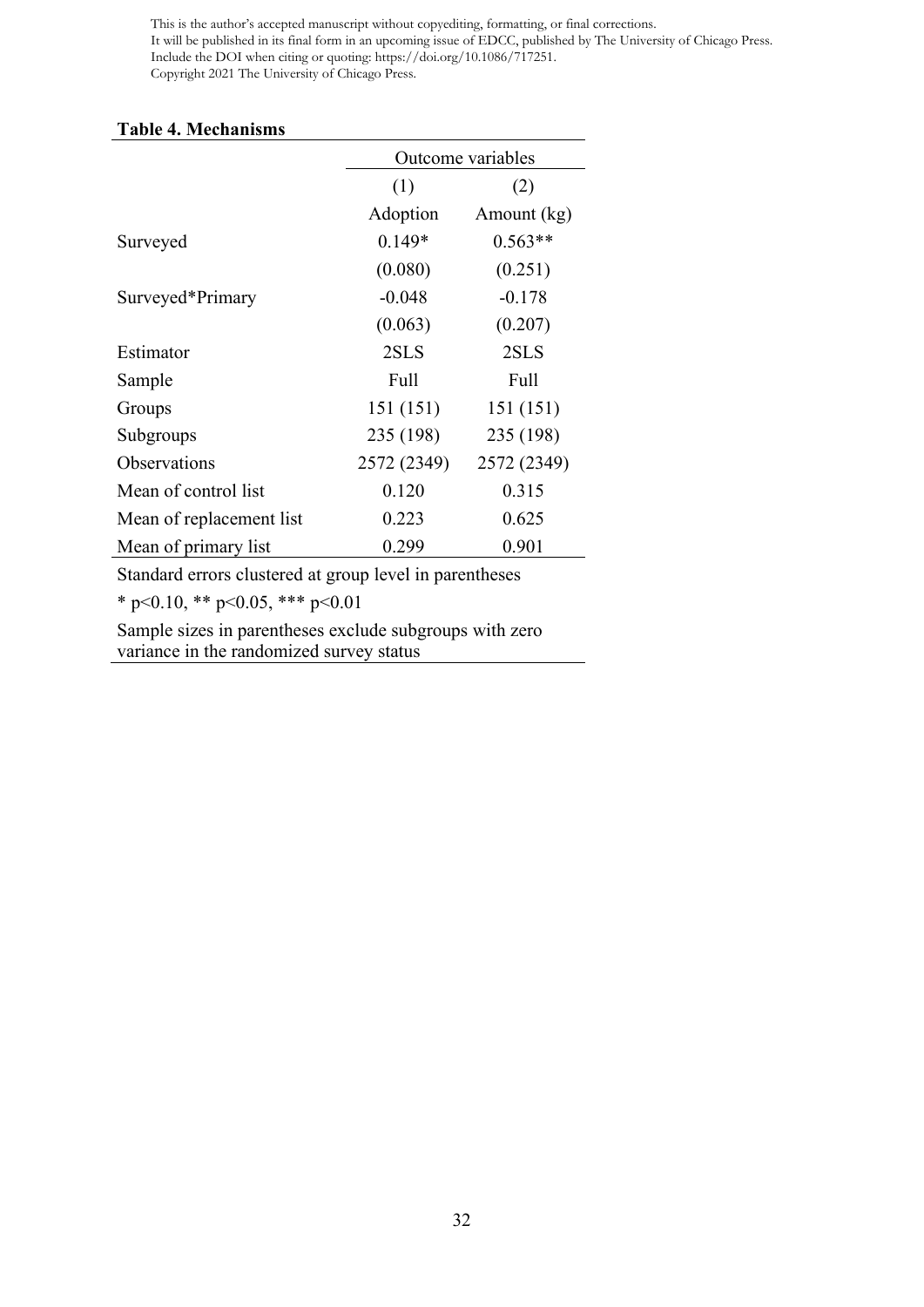**Table 4. Mechanisms**

| | Outcome variables | |
|---|---|---|
| | (1) | (2) |
| | Adoption | Amount (kg) |
| Surveyed | 0.149* | 0.563** |
| | (0.080) | (0.251) |
| Surveyed*Primary | -0.048 | -0.178 |
| | (0.063) | (0.207) |
| Estimator | 2SLS | 2SLS |
| Sample | Full | Full |
| Groups | 151 (151) | 151 (151) |
| Subgroups | 235 (198) | 235 (198) |
| Observations | 2572 (2349) | 2572 (2349) |
| Mean of control list | 0.120 | 0.315 |
| Mean of replacement list | 0.223 | 0.625 |
| Mean of primary list | 0.299 | 0.901 |

Standard errors clustered at group level in parentheses

* p<0.10, ** p<0.05, *** p<0.01

Sample sizes in parentheses exclude subgroups with zero variance in the randomized survey status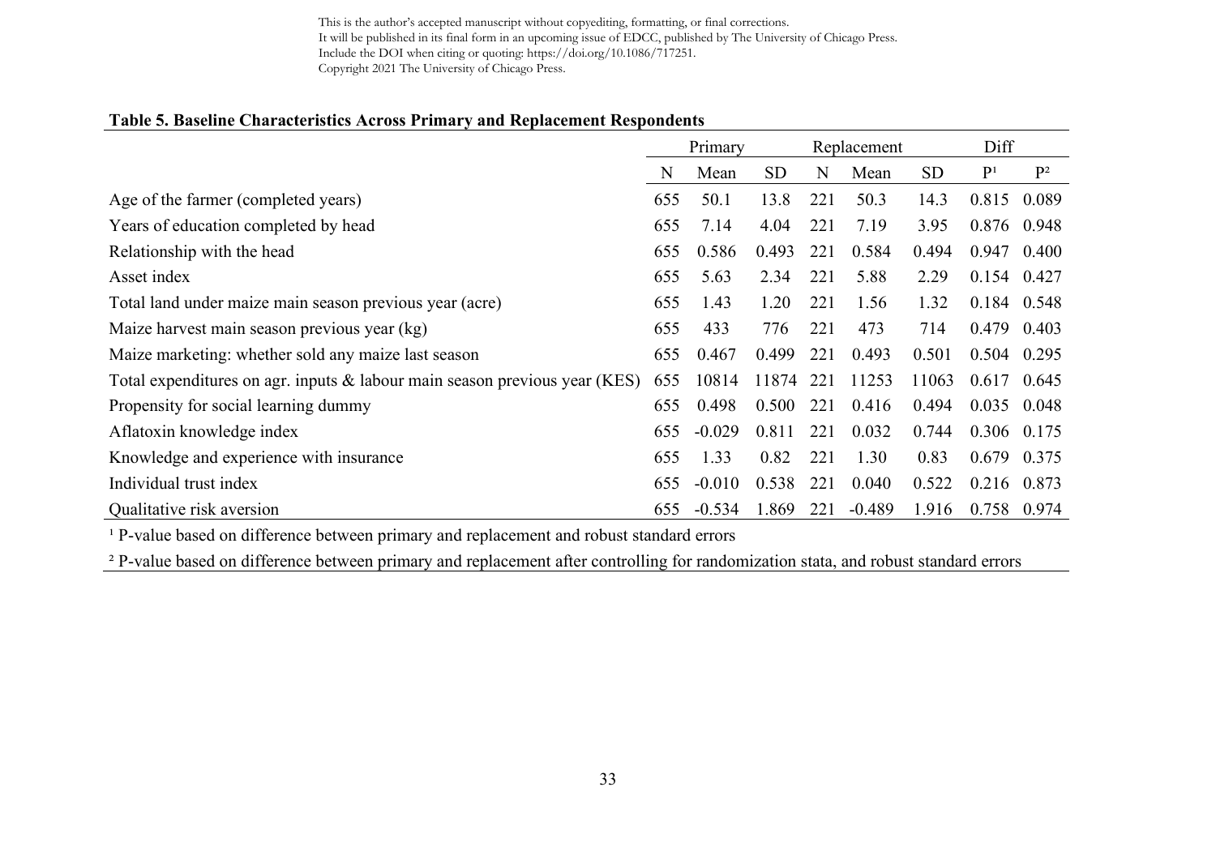This is the author's accepted manuscript without copyediting, formatting, or final corrections.
It will be published in its final form in an upcoming issue of EDCC, published by The University of Chicago Press.
Include the DOI when citing or quoting: https://doi.org/10.1086/717251.
Copyright 2021 The University of Chicago Press.

**Table 5. Baseline Characteristics Across Primary and Replacement Respondents**

| | Primary | | | Replacement | | | Diff | |
|---|---|---|---|---|---|---|---|---|
| | N | Mean | SD | N | Mean | SD | P[1] | P[2] |
| Age of the farmer (completed years) | 655 | 50.1 | 13.8 | 221 | 50.3 | 14.3 | 0.815 | 0.089 |
| Years of education completed by head | 655 | 7.14 | 4.04 | 221 | 7.19 | 3.95 | 0.876 | 0.948 |
| Relationship with the head | 655 | 0.586 | 0.493 | 221 | 0.584 | 0.494 | 0.947 | 0.400 |
| Asset index | 655 | 5.63 | 2.34 | 221 | 5.88 | 2.29 | 0.154 | 0.427 |
| Total land under maize main season previous year (acre) | 655 | 1.43 | 1.20 | 221 | 1.56 | 1.32 | 0.184 | 0.548 |
| Maize harvest main season previous year (kg) | 655 | 433 | 776 | 221 | 473 | 714 | 0.479 | 0.403 |
| Maize marketing: whether sold any maize last season | 655 | 0.467 | 0.499 | 221 | 0.493 | 0.501 | 0.504 | 0.295 |
| Total expenditures on agr. inputs & labour main season previous year (KES) | 655 | 10814 | 11874 | 221 | 11253 | 11063 | 0.617 | 0.645 |
| Propensity for social learning dummy | 655 | 0.498 | 0.500 | 221 | 0.416 | 0.494 | 0.035 | 0.048 |
| Aflatoxin knowledge index | 655 | -0.029 | 0.811 | 221 | 0.032 | 0.744 | 0.306 | 0.175 |
| Knowledge and experience with insurance | 655 | 1.33 | 0.82 | 221 | 1.30 | 0.83 | 0.679 | 0.375 |
| Individual trust index | 655 | -0.010 | 0.538 | 221 | 0.040 | 0.522 | 0.216 | 0.873 |
| Qualitative risk aversion | 655 | -0.534 | 1.869 | 221 | -0.489 | 1.916 | 0.758 | 0.974 |

[1] P-value based on difference between primary and replacement and robust standard errors

[2] P-value based on difference between primary and replacement after controlling for randomization stata, and robust standard errors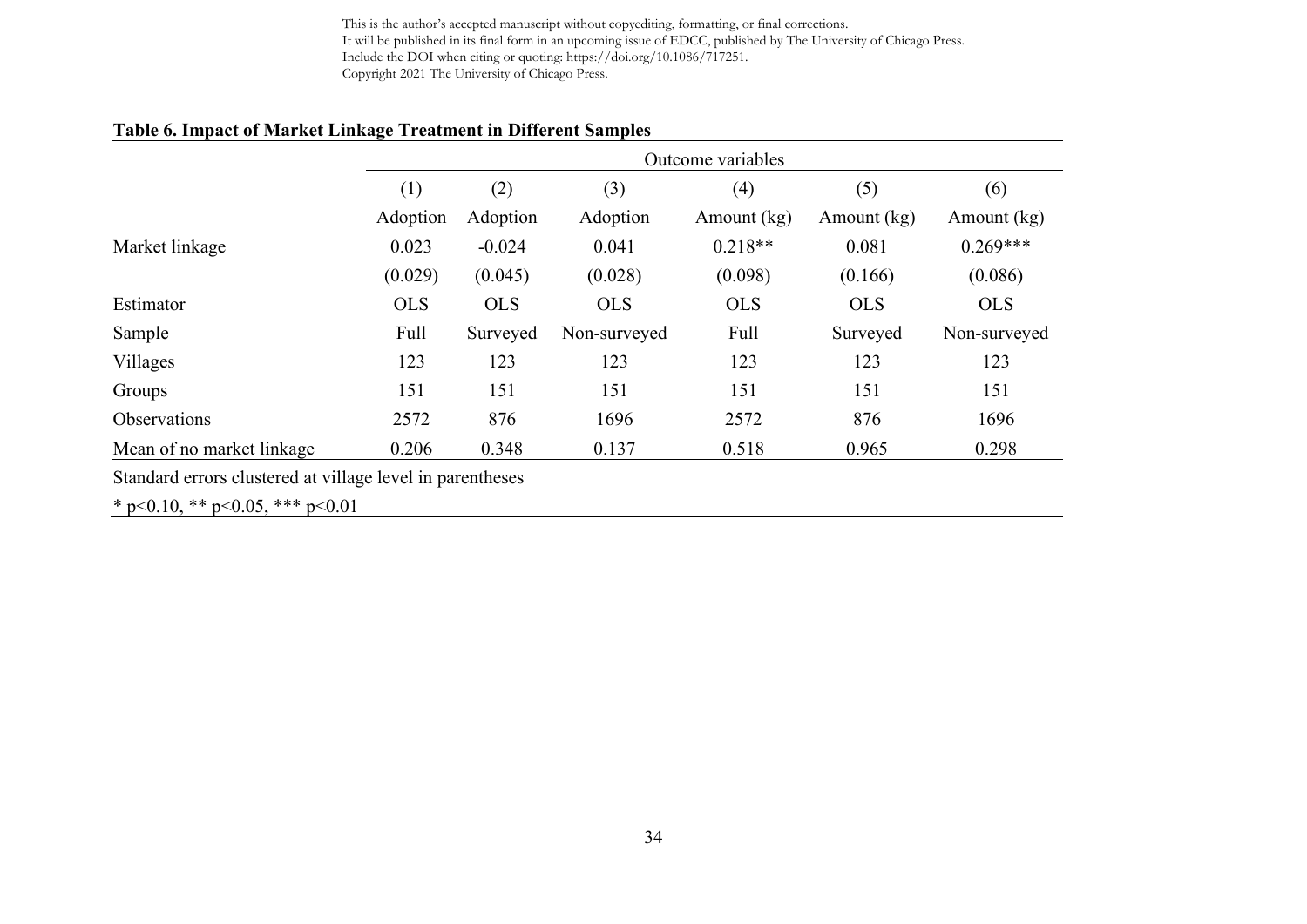This is the author's accepted manuscript without copyediting, formatting, or final corrections.
It will be published in its final form in an upcoming issue of EDCC, published by The University of Chicago Press.
Include the DOI when citing or quoting: https://doi.org/10.1086/717251.
Copyright 2021 The University of Chicago Press.

**Table 6. Impact of Market Linkage Treatment in Different Samples**

| | Outcome variables | | | | | |
|---|---|---|---|---|---|---|
| | (1) | (2) | (3) | (4) | (5) | (6) |
| | Adoption | Adoption | Adoption | Amount (kg) | Amount (kg) | Amount (kg) |
| Market linkage | 0.023 | -0.024 | 0.041 | 0.218** | 0.081 | 0.269*** |
| | (0.029) | (0.045) | (0.028) | (0.098) | (0.166) | (0.086) |
| Estimator | OLS | OLS | OLS | OLS | OLS | OLS |
| Sample | Full | Surveyed | Non-surveyed | Full | Surveyed | Non-surveyed |
| Villages | 123 | 123 | 123 | 123 | 123 | 123 |
| Groups | 151 | 151 | 151 | 151 | 151 | 151 |
| Observations | 2572 | 876 | 1696 | 2572 | 876 | 1696 |
| Mean of no market linkage | 0.206 | 0.348 | 0.137 | 0.518 | 0.965 | 0.298 |

Standard errors clustered at village level in parentheses

* p<0.10, ** p<0.05, *** p<0.01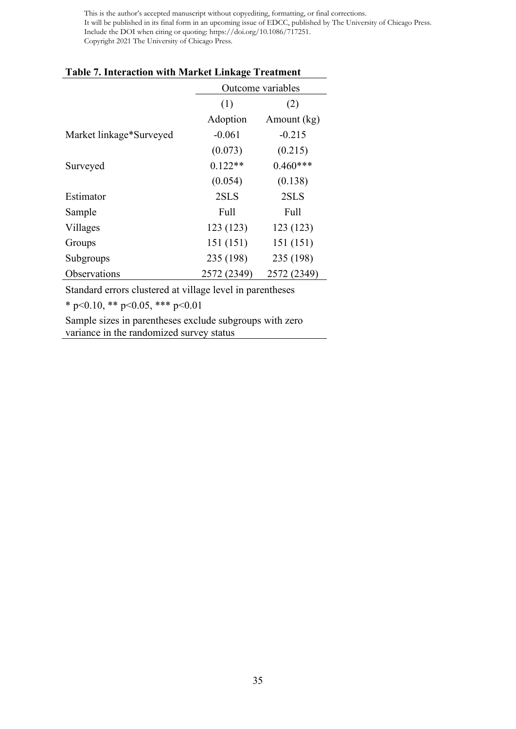**Table 7. Interaction with Market Linkage Treatment**

| | Outcome variables | |
|---|---|---|
| | (1) | (2) |
| | Adoption | Amount (kg) |
| Market linkage*Surveyed | -0.061 | -0.215 |
| | (0.073) | (0.215) |
| Surveyed | 0.122** | 0.460*** |
| | (0.054) | (0.138) |
| Estimator | 2SLS | 2SLS |
| Sample | Full | Full |
| Villages | 123 (123) | 123 (123) |
| Groups | 151 (151) | 151 (151) |
| Subgroups | 235 (198) | 235 (198) |
| Observations | 2572 (2349) | 2572 (2349) |

Standard errors clustered at village level in parentheses

* p<0.10, ** p<0.05, *** p<0.01

Sample sizes in parentheses exclude subgroups with zero variance in the randomized survey status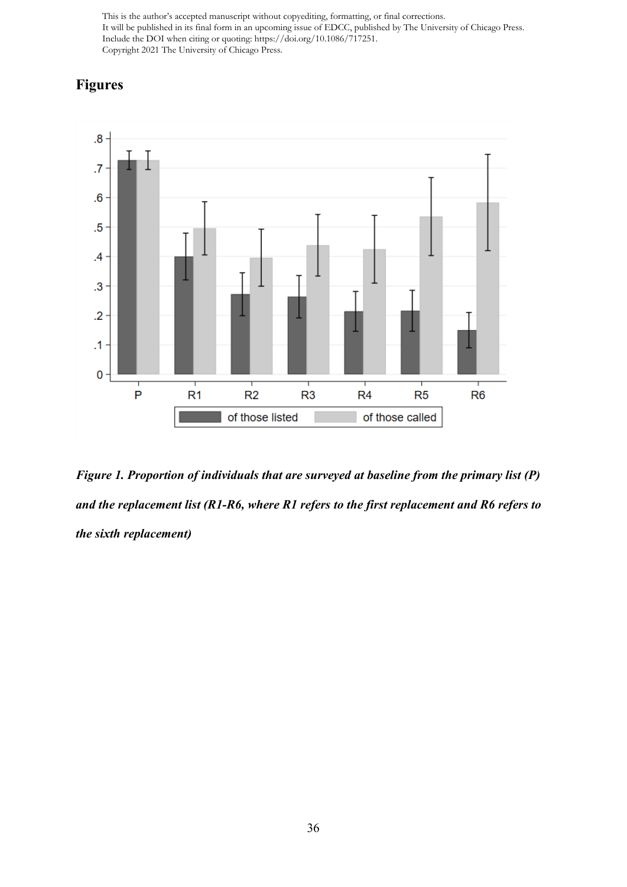## Figures

*Figure 1. Proportion of individuals that are surveyed at baseline from the primary list (P) and the replacement list (R1-R6, where R1 refers to the first replacement and R6 refers to the sixth replacement)*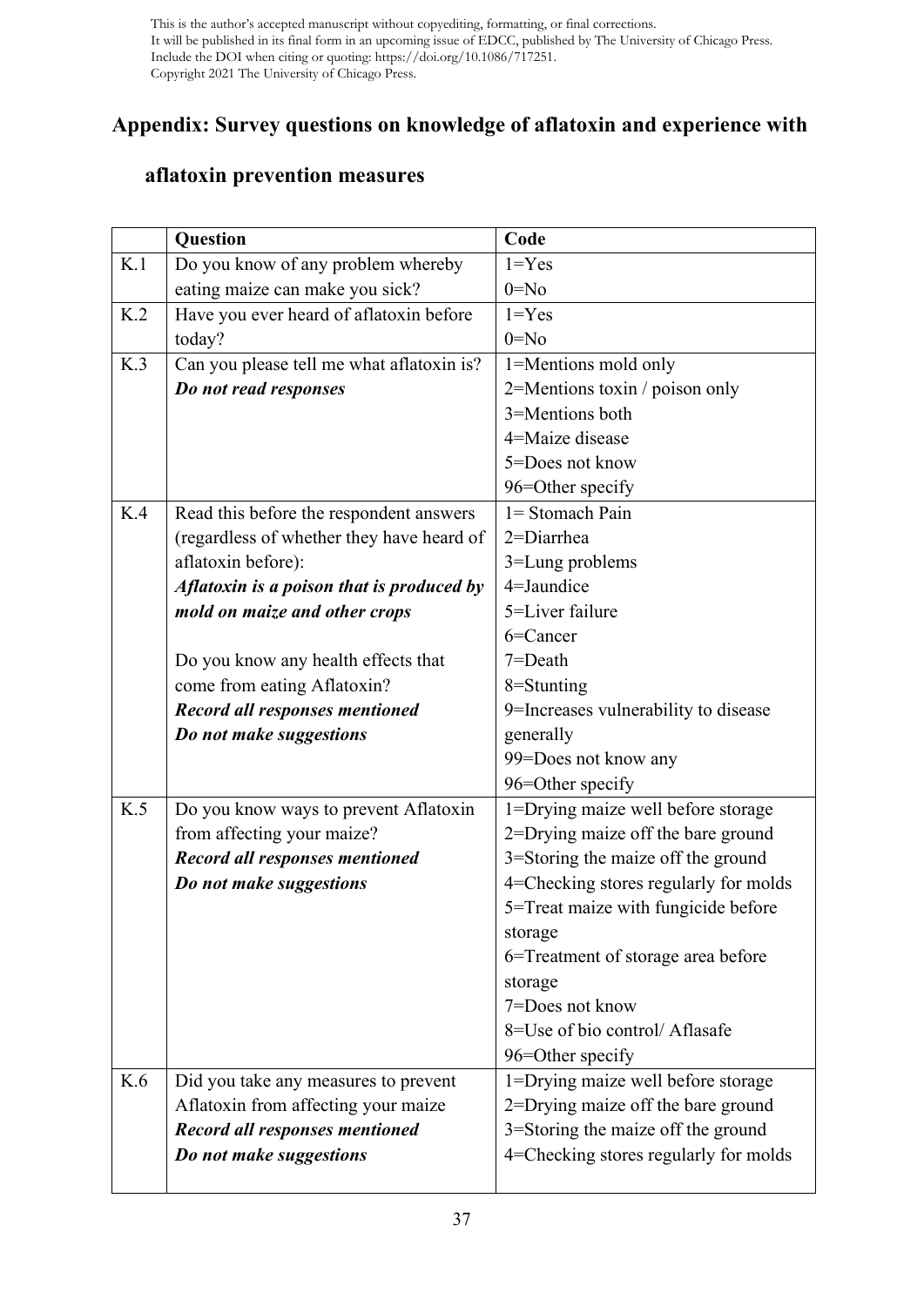This is the author's accepted manuscript without copyediting, formatting, or final corrections.
It will be published in its final form in an upcoming issue of EDCC, published by The University of Chicago Press.
Include the DOI when citing or quoting: https://doi.org/10.1086/717251.
Copyright 2021 The University of Chicago Press.

## Appendix: Survey questions on knowledge of aflatoxin and experience with aflatoxin prevention measures

| | Question | Code |
|---|---|---|
| K.1 | Do you know of any problem whereby eating maize can make you sick? | 1=Yes<br>0=No |
| K.2 | Have you ever heard of aflatoxin before today? | 1=Yes<br>0=No |
| K.3 | Can you please tell me what aflatoxin is?<br>***Do not read responses*** | 1=Mentions mold only<br>2=Mentions toxin / poison only<br>3=Mentions both<br>4=Maize disease<br>5=Does not know<br>96=Other specify |
| K.4 | Read this before the respondent answers (regardless of whether they have heard of aflatoxin before):<br>***Aflatoxin is a poison that is produced by mold on maize and other crops***<br><br>Do you know any health effects that come from eating Aflatoxin?<br>***Record all responses mentioned***<br>***Do not make suggestions*** | 1= Stomach Pain<br>2=Diarrhea<br>3=Lung problems<br>4=Jaundice<br>5=Liver failure<br>6=Cancer<br>7=Death<br>8=Stunting<br>9=Increases vulnerability to disease generally<br>99=Does not know any<br>96=Other specify |
| K.5 | Do you know ways to prevent Aflatoxin from affecting your maize?<br>***Record all responses mentioned***<br>***Do not make suggestions*** | 1=Drying maize well before storage<br>2=Drying maize off the bare ground<br>3=Storing the maize off the ground<br>4=Checking stores regularly for molds<br>5=Treat maize with fungicide before storage<br>6=Treatment of storage area before storage<br>7=Does not know<br>8=Use of bio control/ Aflasafe<br>96=Other specify |
| K.6 | Did you take any measures to prevent Aflatoxin from affecting your maize<br>***Record all responses mentioned***<br>***Do not make suggestions*** | 1=Drying maize well before storage<br>2=Drying maize off the bare ground<br>3=Storing the maize off the ground<br>4=Checking stores regularly for molds |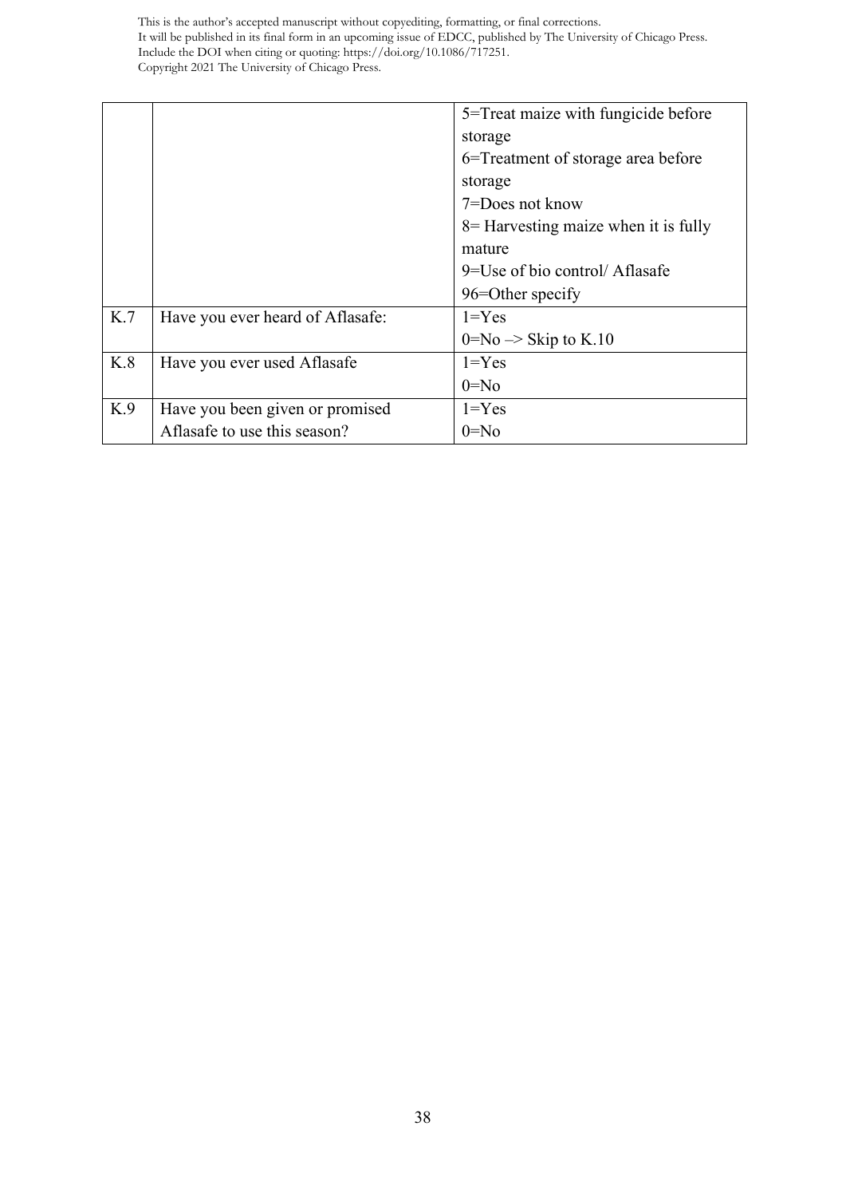| | | |
|---|---|---|
| | | 5=Treat maize with fungicide before storage<br>6=Treatment of storage area before storage<br>7=Does not know<br>8= Harvesting maize when it is fully mature<br>9=Use of bio control/ Aflasafe<br>96=Other specify |
| K.7 | Have you ever heard of Aflasafe: | 1=Yes<br>0=No –> Skip to K.10 |
| K.8 | Have you ever used Aflasafe | 1=Yes<br>0=No |
| K.9 | Have you been given or promised Aflasafe to use this season? | 1=Yes<br>0=No |